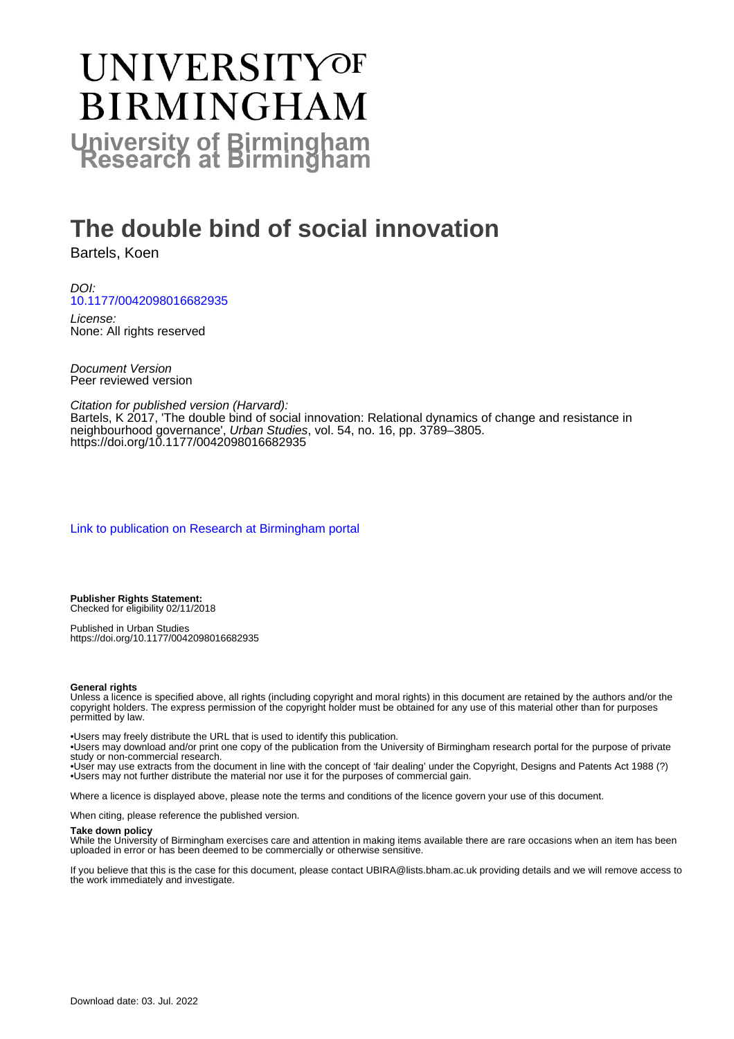# UNIVERSITY OF BIRMINGHAM

**University of Birmingham Research at Birmingham**

# The double bind of social innovation

Bartels, Koen

*DOI:*
10.1177/0042098016682935

*License:*
None: All rights reserved

*Document Version*
Peer reviewed version

*Citation for published version (Harvard):*
Bartels, K 2017, 'The double bind of social innovation: Relational dynamics of change and resistance in neighbourhood governance', *Urban Studies*, vol. 54, no. 16, pp. 3789–3805. https://doi.org/10.1177/0042098016682935

Link to publication on Research at Birmingham portal

**Publisher Rights Statement:**
Checked for eligibility 02/11/2018

Published in Urban Studies
https://doi.org/10.1177/0042098016682935

**General rights**
Unless a licence is specified above, all rights (including copyright and moral rights) in this document are retained by the authors and/or the copyright holders. The express permission of the copyright holder must be obtained for any use of this material other than for purposes permitted by law.

•Users may freely distribute the URL that is used to identify this publication.
•Users may download and/or print one copy of the publication from the University of Birmingham research portal for the purpose of private study or non-commercial research.
•User may use extracts from the document in line with the concept of 'fair dealing' under the Copyright, Designs and Patents Act 1988 (?)
•Users may not further distribute the material nor use it for the purposes of commercial gain.

Where a licence is displayed above, please note the terms and conditions of the licence govern your use of this document.

When citing, please reference the published version.

**Take down policy**
While the University of Birmingham exercises care and attention in making items available there are rare occasions when an item has been uploaded in error or has been deemed to be commercially or otherwise sensitive.

If you believe that this is the case for this document, please contact UBIRA@lists.bham.ac.uk providing details and we will remove access to the work immediately and investigate.

Download date: 03. Jul. 2022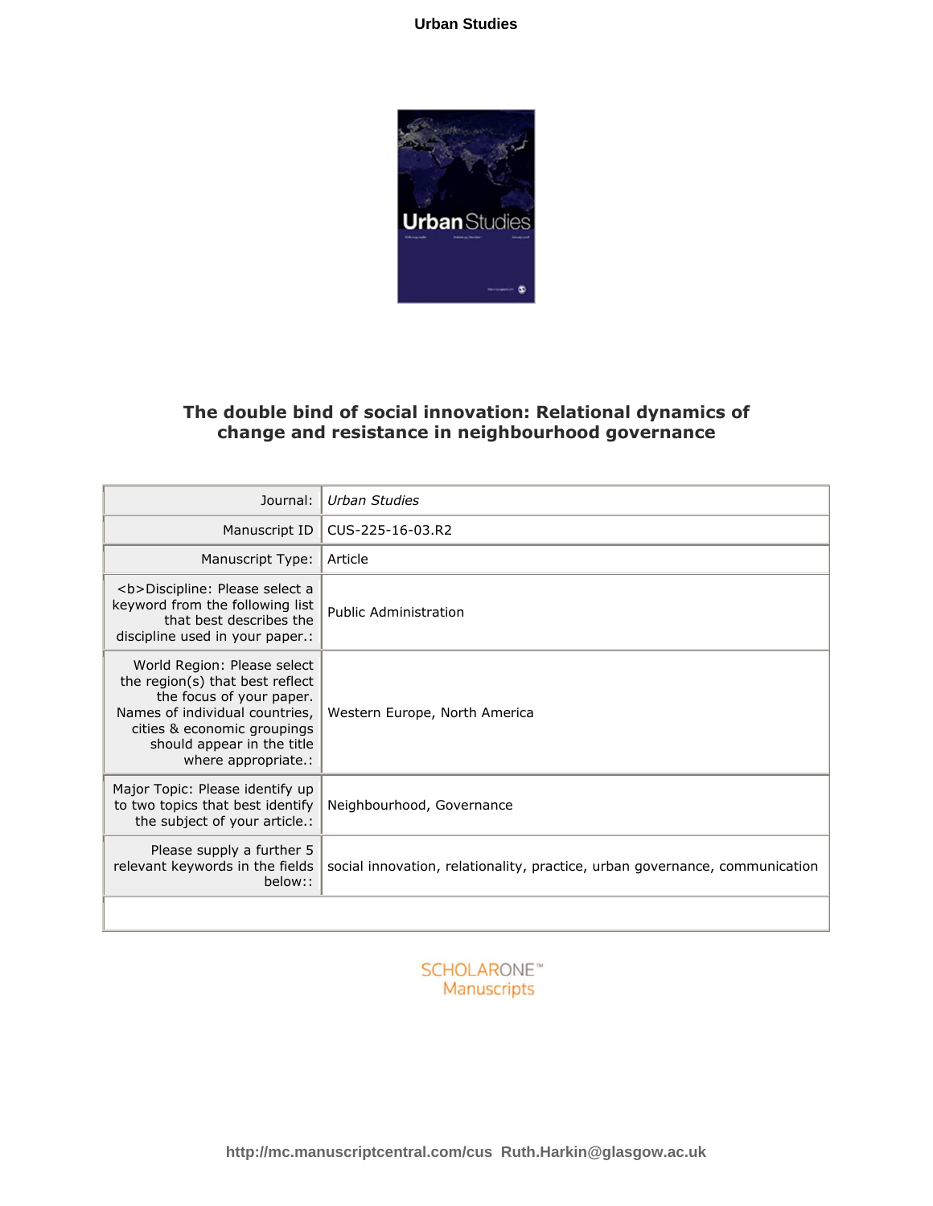# The double bind of social innovation: Relational dynamics of change and resistance in neighbourhood governance

| | |
|---|---|
| Journal: | *Urban Studies* |
| Manuscript ID | CUS-225-16-03.R2 |
| Manuscript Type: | Article |
| <b>Discipline: Please select a keyword from the following list that best describes the discipline used in your paper.: | Public Administration |
| World Region: Please select the region(s) that best reflect the focus of your paper. Names of individual countries, cities & economic groupings should appear in the title where appropriate.: | Western Europe, North America |
| Major Topic: Please identify up to two topics that best identify the subject of your article.: | Neighbourhood, Governance |
| Please supply a further 5 relevant keywords in the fields below:: | social innovation, relationality, practice, urban governance, communication |

SCHOLARONE™ Manuscripts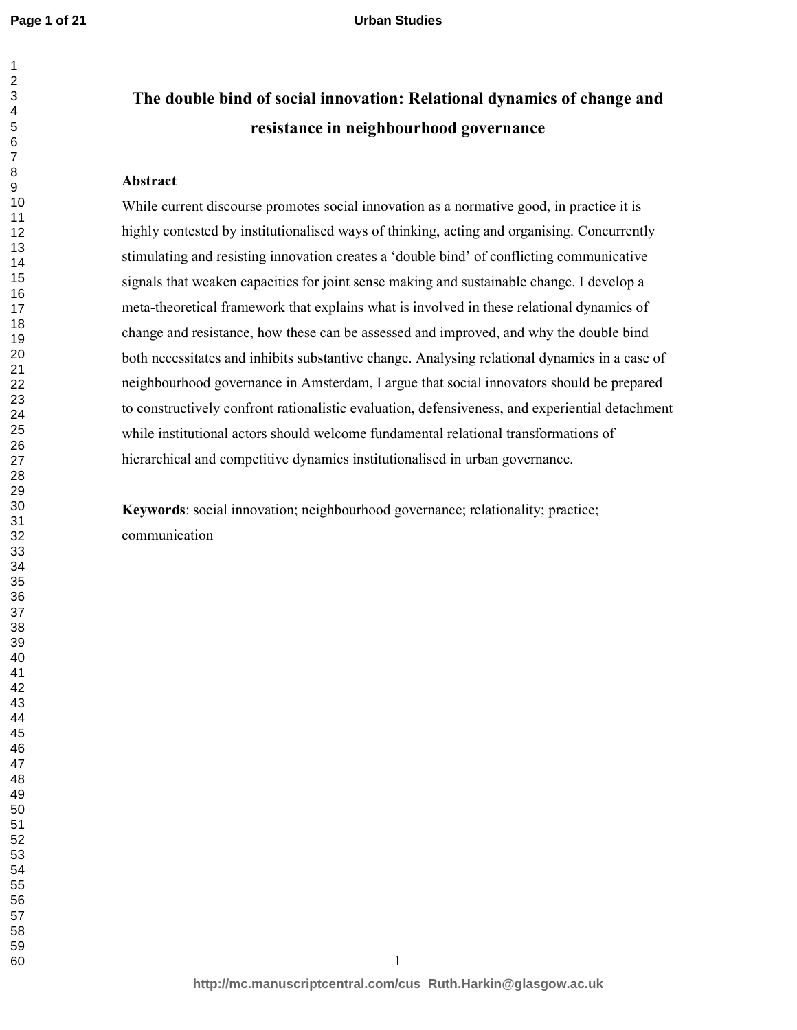# The double bind of social innovation: Relational dynamics of change and resistance in neighbourhood governance

## Abstract

While current discourse promotes social innovation as a normative good, in practice it is highly contested by institutionalised ways of thinking, acting and organising. Concurrently stimulating and resisting innovation creates a 'double bind' of conflicting communicative signals that weaken capacities for joint sense making and sustainable change. I develop a meta-theoretical framework that explains what is involved in these relational dynamics of change and resistance, how these can be assessed and improved, and why the double bind both necessitates and inhibits substantive change. Analysing relational dynamics in a case of neighbourhood governance in Amsterdam, I argue that social innovators should be prepared to constructively confront rationalistic evaluation, defensiveness, and experiential detachment while institutional actors should welcome fundamental relational transformations of hierarchical and competitive dynamics institutionalised in urban governance.

**Keywords**: social innovation; neighbourhood governance; relationality; practice; communication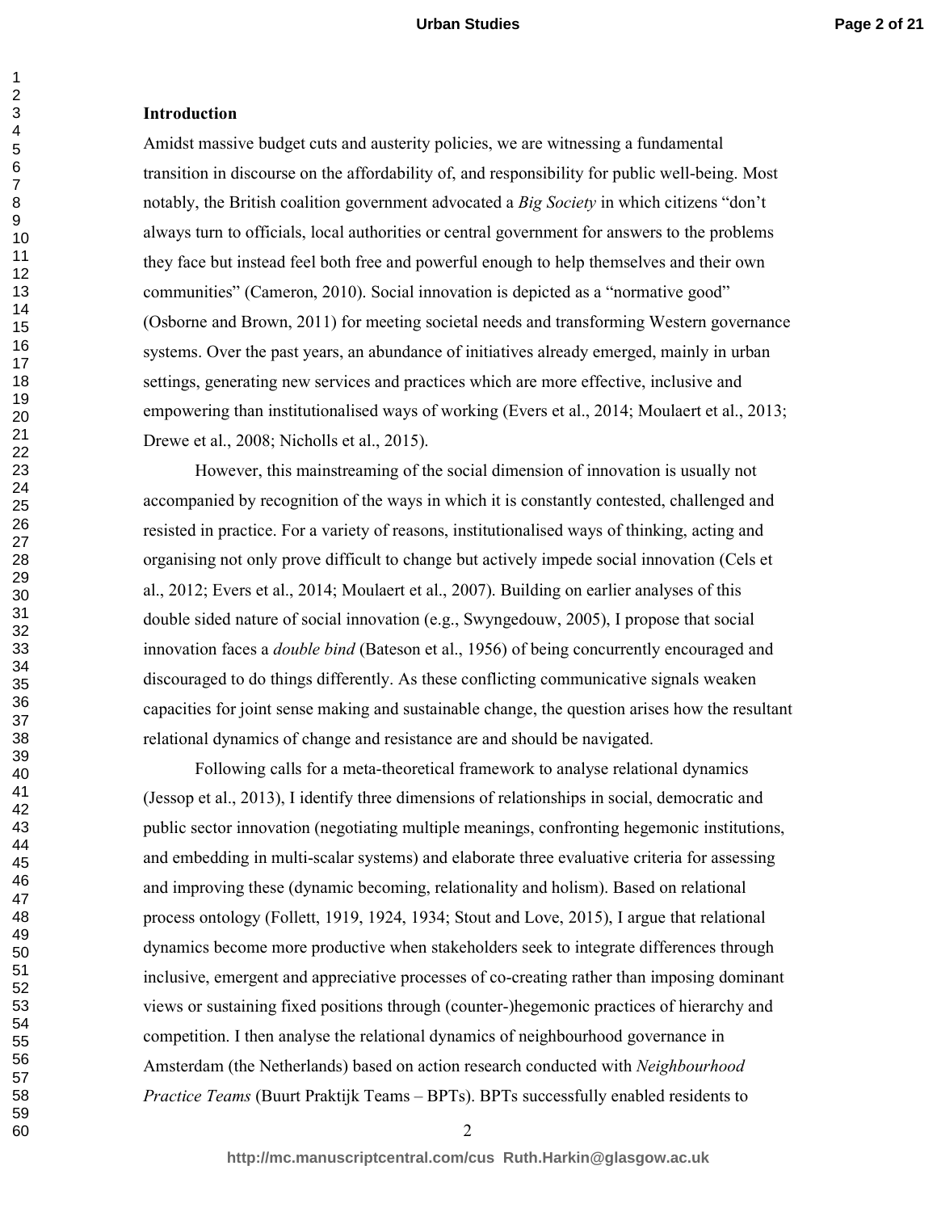## Introduction

Amidst massive budget cuts and austerity policies, we are witnessing a fundamental transition in discourse on the affordability of, and responsibility for public well-being. Most notably, the British coalition government advocated a *Big Society* in which citizens "don't always turn to officials, local authorities or central government for answers to the problems they face but instead feel both free and powerful enough to help themselves and their own communities" (Cameron, 2010). Social innovation is depicted as a "normative good" (Osborne and Brown, 2011) for meeting societal needs and transforming Western governance systems. Over the past years, an abundance of initiatives already emerged, mainly in urban settings, generating new services and practices which are more effective, inclusive and empowering than institutionalised ways of working (Evers et al., 2014; Moulaert et al., 2013; Drewe et al., 2008; Nicholls et al., 2015).

However, this mainstreaming of the social dimension of innovation is usually not accompanied by recognition of the ways in which it is constantly contested, challenged and resisted in practice. For a variety of reasons, institutionalised ways of thinking, acting and organising not only prove difficult to change but actively impede social innovation (Cels et al., 2012; Evers et al., 2014; Moulaert et al., 2007). Building on earlier analyses of this double sided nature of social innovation (e.g., Swyngedouw, 2005), I propose that social innovation faces a *double bind* (Bateson et al., 1956) of being concurrently encouraged and discouraged to do things differently. As these conflicting communicative signals weaken capacities for joint sense making and sustainable change, the question arises how the resultant relational dynamics of change and resistance are and should be navigated.

Following calls for a meta-theoretical framework to analyse relational dynamics (Jessop et al., 2013), I identify three dimensions of relationships in social, democratic and public sector innovation (negotiating multiple meanings, confronting hegemonic institutions, and embedding in multi-scalar systems) and elaborate three evaluative criteria for assessing and improving these (dynamic becoming, relationality and holism). Based on relational process ontology (Follett, 1919, 1924, 1934; Stout and Love, 2015), I argue that relational dynamics become more productive when stakeholders seek to integrate differences through inclusive, emergent and appreciative processes of co-creating rather than imposing dominant views or sustaining fixed positions through (counter-)hegemonic practices of hierarchy and competition. I then analyse the relational dynamics of neighbourhood governance in Amsterdam (the Netherlands) based on action research conducted with *Neighbourhood Practice Teams* (Buurt Praktijk Teams – BPTs). BPTs successfully enabled residents to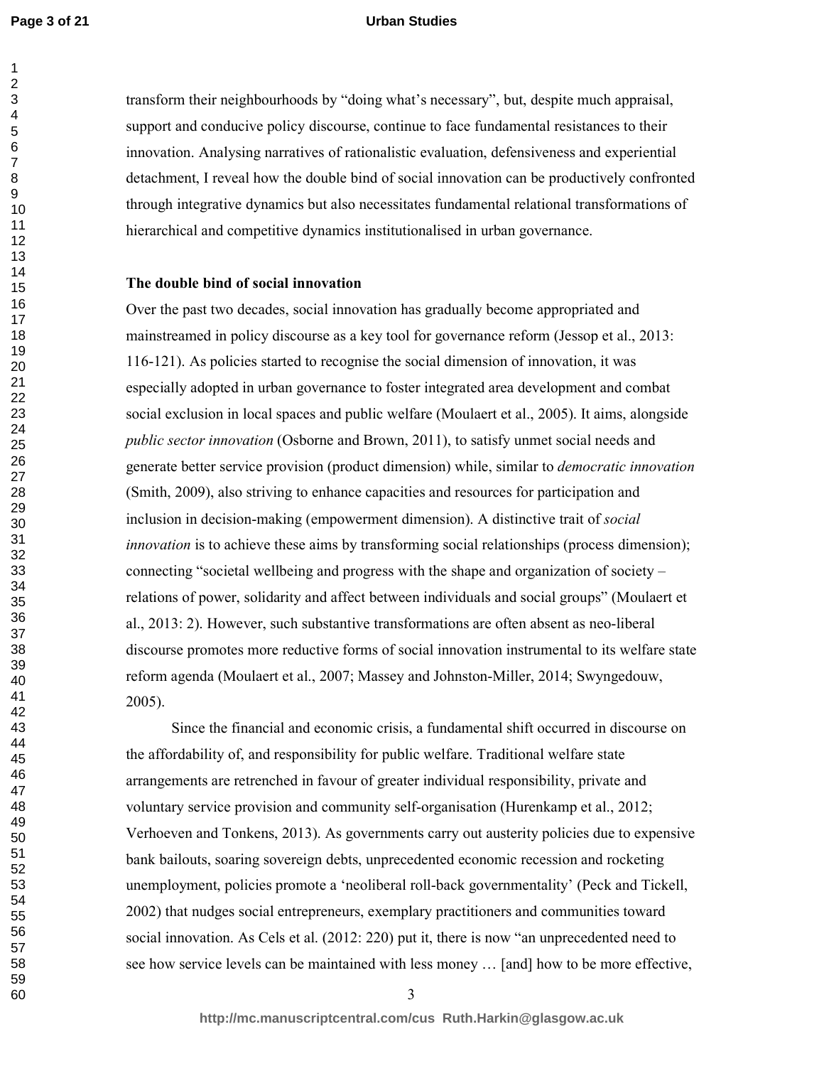transform their neighbourhoods by "doing what's necessary", but, despite much appraisal, support and conducive policy discourse, continue to face fundamental resistances to their innovation. Analysing narratives of rationalistic evaluation, defensiveness and experiential detachment, I reveal how the double bind of social innovation can be productively confronted through integrative dynamics but also necessitates fundamental relational transformations of hierarchical and competitive dynamics institutionalised in urban governance.

## The double bind of social innovation

Over the past two decades, social innovation has gradually become appropriated and mainstreamed in policy discourse as a key tool for governance reform (Jessop et al., 2013: 116-121). As policies started to recognise the social dimension of innovation, it was especially adopted in urban governance to foster integrated area development and combat social exclusion in local spaces and public welfare (Moulaert et al., 2005). It aims, alongside *public sector innovation* (Osborne and Brown, 2011), to satisfy unmet social needs and generate better service provision (product dimension) while, similar to *democratic innovation* (Smith, 2009), also striving to enhance capacities and resources for participation and inclusion in decision-making (empowerment dimension). A distinctive trait of *social innovation* is to achieve these aims by transforming social relationships (process dimension); connecting "societal wellbeing and progress with the shape and organization of society – relations of power, solidarity and affect between individuals and social groups" (Moulaert et al., 2013: 2). However, such substantive transformations are often absent as neo-liberal discourse promotes more reductive forms of social innovation instrumental to its welfare state reform agenda (Moulaert et al., 2007; Massey and Johnston-Miller, 2014; Swyngedouw, 2005).

Since the financial and economic crisis, a fundamental shift occurred in discourse on the affordability of, and responsibility for public welfare. Traditional welfare state arrangements are retrenched in favour of greater individual responsibility, private and voluntary service provision and community self-organisation (Hurenkamp et al., 2012; Verhoeven and Tonkens, 2013). As governments carry out austerity policies due to expensive bank bailouts, soaring sovereign debts, unprecedented economic recession and rocketing unemployment, policies promote a 'neoliberal roll-back governmentality' (Peck and Tickell, 2002) that nudges social entrepreneurs, exemplary practitioners and communities toward social innovation. As Cels et al. (2012: 220) put it, there is now "an unprecedented need to see how service levels can be maintained with less money … [and] how to be more effective,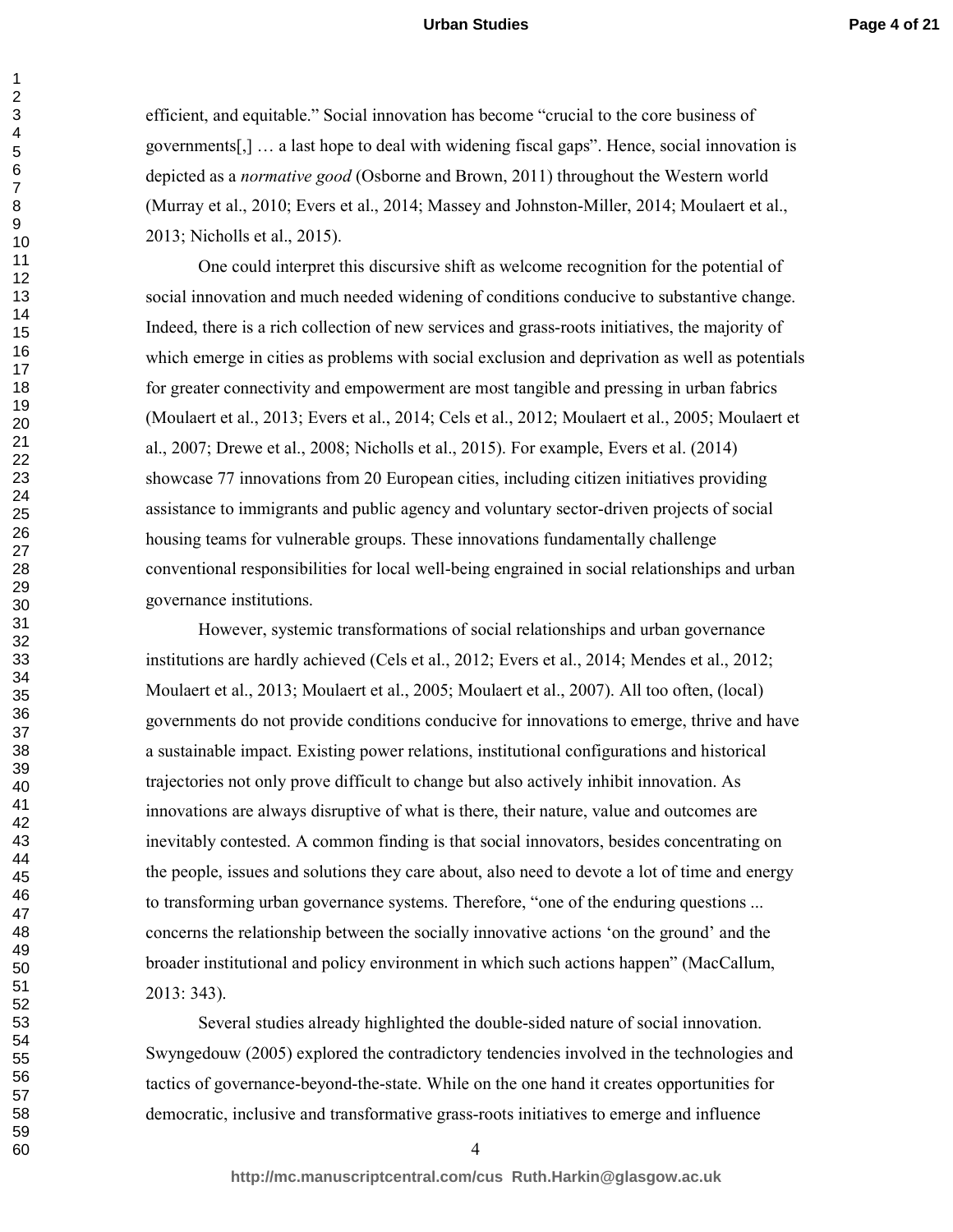efficient, and equitable." Social innovation has become "crucial to the core business of governments[,] … a last hope to deal with widening fiscal gaps". Hence, social innovation is depicted as a *normative good* (Osborne and Brown, 2011) throughout the Western world (Murray et al., 2010; Evers et al., 2014; Massey and Johnston-Miller, 2014; Moulaert et al., 2013; Nicholls et al., 2015).

One could interpret this discursive shift as welcome recognition for the potential of social innovation and much needed widening of conditions conducive to substantive change. Indeed, there is a rich collection of new services and grass-roots initiatives, the majority of which emerge in cities as problems with social exclusion and deprivation as well as potentials for greater connectivity and empowerment are most tangible and pressing in urban fabrics (Moulaert et al., 2013; Evers et al., 2014; Cels et al., 2012; Moulaert et al., 2005; Moulaert et al., 2007; Drewe et al., 2008; Nicholls et al., 2015). For example, Evers et al. (2014) showcase 77 innovations from 20 European cities, including citizen initiatives providing assistance to immigrants and public agency and voluntary sector-driven projects of social housing teams for vulnerable groups. These innovations fundamentally challenge conventional responsibilities for local well-being engrained in social relationships and urban governance institutions.

However, systemic transformations of social relationships and urban governance institutions are hardly achieved (Cels et al., 2012; Evers et al., 2014; Mendes et al., 2012; Moulaert et al., 2013; Moulaert et al., 2005; Moulaert et al., 2007). All too often, (local) governments do not provide conditions conducive for innovations to emerge, thrive and have a sustainable impact. Existing power relations, institutional configurations and historical trajectories not only prove difficult to change but also actively inhibit innovation. As innovations are always disruptive of what is there, their nature, value and outcomes are inevitably contested. A common finding is that social innovators, besides concentrating on the people, issues and solutions they care about, also need to devote a lot of time and energy to transforming urban governance systems. Therefore, "one of the enduring questions ... concerns the relationship between the socially innovative actions 'on the ground' and the broader institutional and policy environment in which such actions happen" (MacCallum, 2013: 343).

Several studies already highlighted the double-sided nature of social innovation. Swyngedouw (2005) explored the contradictory tendencies involved in the technologies and tactics of governance-beyond-the-state. While on the one hand it creates opportunities for democratic, inclusive and transformative grass-roots initiatives to emerge and influence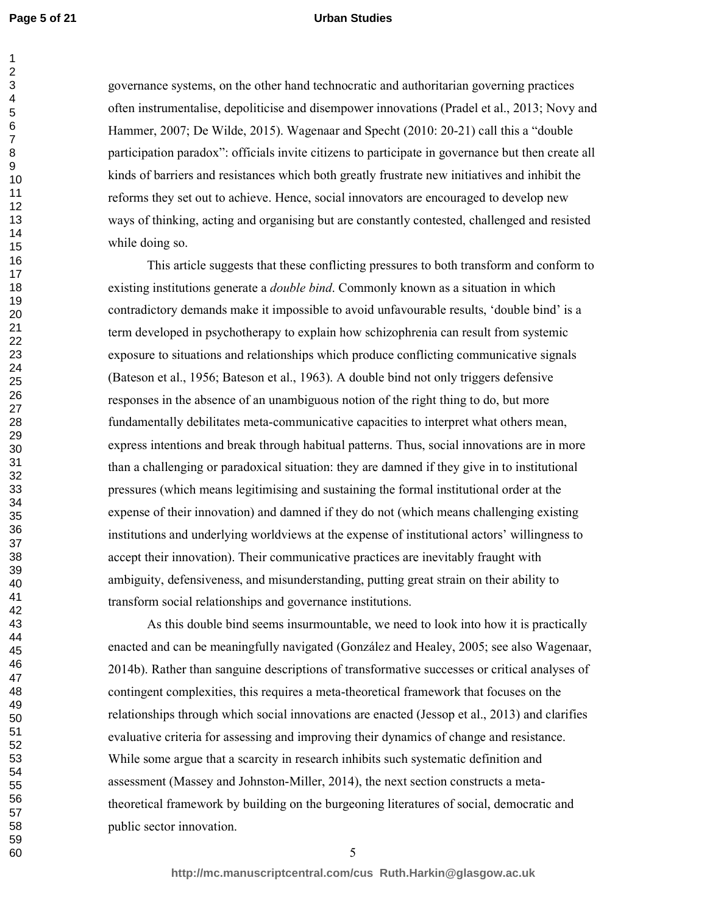governance systems, on the other hand technocratic and authoritarian governing practices often instrumentalise, depoliticise and disempower innovations (Pradel et al., 2013; Novy and Hammer, 2007; De Wilde, 2015). Wagenaar and Specht (2010: 20-21) call this a "double participation paradox": officials invite citizens to participate in governance but then create all kinds of barriers and resistances which both greatly frustrate new initiatives and inhibit the reforms they set out to achieve. Hence, social innovators are encouraged to develop new ways of thinking, acting and organising but are constantly contested, challenged and resisted while doing so.

This article suggests that these conflicting pressures to both transform and conform to existing institutions generate a *double bind*. Commonly known as a situation in which contradictory demands make it impossible to avoid unfavourable results, 'double bind' is a term developed in psychotherapy to explain how schizophrenia can result from systemic exposure to situations and relationships which produce conflicting communicative signals (Bateson et al., 1956; Bateson et al., 1963). A double bind not only triggers defensive responses in the absence of an unambiguous notion of the right thing to do, but more fundamentally debilitates meta-communicative capacities to interpret what others mean, express intentions and break through habitual patterns. Thus, social innovations are in more than a challenging or paradoxical situation: they are damned if they give in to institutional pressures (which means legitimising and sustaining the formal institutional order at the expense of their innovation) and damned if they do not (which means challenging existing institutions and underlying worldviews at the expense of institutional actors' willingness to accept their innovation). Their communicative practices are inevitably fraught with ambiguity, defensiveness, and misunderstanding, putting great strain on their ability to transform social relationships and governance institutions.

As this double bind seems insurmountable, we need to look into how it is practically enacted and can be meaningfully navigated (González and Healey, 2005; see also Wagenaar, 2014b). Rather than sanguine descriptions of transformative successes or critical analyses of contingent complexities, this requires a meta-theoretical framework that focuses on the relationships through which social innovations are enacted (Jessop et al., 2013) and clarifies evaluative criteria for assessing and improving their dynamics of change and resistance. While some argue that a scarcity in research inhibits such systematic definition and assessment (Massey and Johnston-Miller, 2014), the next section constructs a meta-theoretical framework by building on the burgeoning literatures of social, democratic and public sector innovation.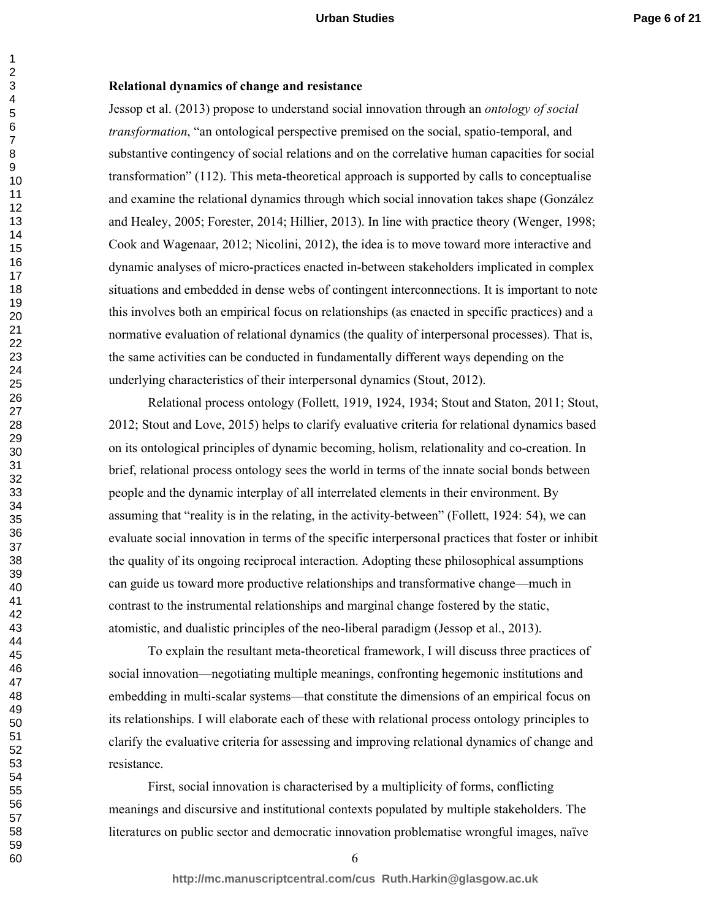**Relational dynamics of change and resistance**

Jessop et al. (2013) propose to understand social innovation through an *ontology of social transformation*, "an ontological perspective premised on the social, spatio-temporal, and substantive contingency of social relations and on the correlative human capacities for social transformation" (112). This meta-theoretical approach is supported by calls to conceptualise and examine the relational dynamics through which social innovation takes shape (González and Healey, 2005; Forester, 2014; Hillier, 2013). In line with practice theory (Wenger, 1998; Cook and Wagenaar, 2012; Nicolini, 2012), the idea is to move toward more interactive and dynamic analyses of micro-practices enacted in-between stakeholders implicated in complex situations and embedded in dense webs of contingent interconnections. It is important to note this involves both an empirical focus on relationships (as enacted in specific practices) and a normative evaluation of relational dynamics (the quality of interpersonal processes). That is, the same activities can be conducted in fundamentally different ways depending on the underlying characteristics of their interpersonal dynamics (Stout, 2012).

Relational process ontology (Follett, 1919, 1924, 1934; Stout and Staton, 2011; Stout, 2012; Stout and Love, 2015) helps to clarify evaluative criteria for relational dynamics based on its ontological principles of dynamic becoming, holism, relationality and co-creation. In brief, relational process ontology sees the world in terms of the innate social bonds between people and the dynamic interplay of all interrelated elements in their environment. By assuming that "reality is in the relating, in the activity-between" (Follett, 1924: 54), we can evaluate social innovation in terms of the specific interpersonal practices that foster or inhibit the quality of its ongoing reciprocal interaction. Adopting these philosophical assumptions can guide us toward more productive relationships and transformative change—much in contrast to the instrumental relationships and marginal change fostered by the static, atomistic, and dualistic principles of the neo-liberal paradigm (Jessop et al., 2013).

To explain the resultant meta-theoretical framework, I will discuss three practices of social innovation—negotiating multiple meanings, confronting hegemonic institutions and embedding in multi-scalar systems—that constitute the dimensions of an empirical focus on its relationships. I will elaborate each of these with relational process ontology principles to clarify the evaluative criteria for assessing and improving relational dynamics of change and resistance.

First, social innovation is characterised by a multiplicity of forms, conflicting meanings and discursive and institutional contexts populated by multiple stakeholders. The literatures on public sector and democratic innovation problematise wrongful images, naïve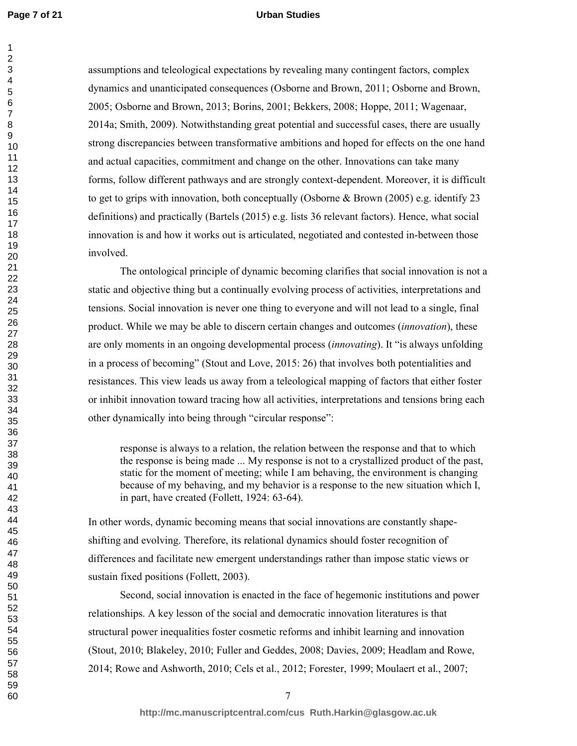assumptions and teleological expectations by revealing many contingent factors, complex dynamics and unanticipated consequences (Osborne and Brown, 2011; Osborne and Brown, 2005; Osborne and Brown, 2013; Borins, 2001; Bekkers, 2008; Hoppe, 2011; Wagenaar, 2014a; Smith, 2009). Notwithstanding great potential and successful cases, there are usually strong discrepancies between transformative ambitions and hoped for effects on the one hand and actual capacities, commitment and change on the other. Innovations can take many forms, follow different pathways and are strongly context-dependent. Moreover, it is difficult to get to grips with innovation, both conceptually (Osborne & Brown (2005) e.g. identify 23 definitions) and practically (Bartels (2015) e.g. lists 36 relevant factors). Hence, what social innovation is and how it works out is articulated, negotiated and contested in-between those involved.

The ontological principle of dynamic becoming clarifies that social innovation is not a static and objective thing but a continually evolving process of activities, interpretations and tensions. Social innovation is never one thing to everyone and will not lead to a single, final product. While we may be able to discern certain changes and outcomes (*innovation*), these are only moments in an ongoing developmental process (*innovating*). It "is always unfolding in a process of becoming" (Stout and Love, 2015: 26) that involves both potentialities and resistances. This view leads us away from a teleological mapping of factors that either foster or inhibit innovation toward tracing how all activities, interpretations and tensions bring each other dynamically into being through "circular response":

> response is always to a relation, the relation between the response and that to which the response is being made ... My response is not to a crystallized product of the past, static for the moment of meeting; while I am behaving, the environment is changing because of my behaving, and my behavior is a response to the new situation which I, in part, have created (Follett, 1924: 63-64).

In other words, dynamic becoming means that social innovations are constantly shape-shifting and evolving. Therefore, its relational dynamics should foster recognition of differences and facilitate new emergent understandings rather than impose static views or sustain fixed positions (Follett, 2003).

Second, social innovation is enacted in the face of hegemonic institutions and power relationships. A key lesson of the social and democratic innovation literatures is that structural power inequalities foster cosmetic reforms and inhibit learning and innovation (Stout, 2010; Blakeley, 2010; Fuller and Geddes, 2008; Davies, 2009; Headlam and Rowe, 2014; Rowe and Ashworth, 2010; Cels et al., 2012; Forester, 1999; Moulaert et al., 2007;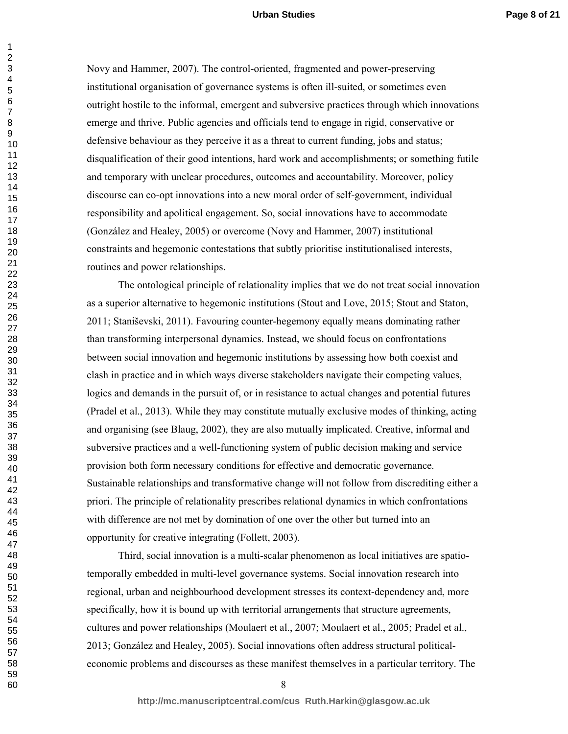Novy and Hammer, 2007). The control-oriented, fragmented and power-preserving institutional organisation of governance systems is often ill-suited, or sometimes even outright hostile to the informal, emergent and subversive practices through which innovations emerge and thrive. Public agencies and officials tend to engage in rigid, conservative or defensive behaviour as they perceive it as a threat to current funding, jobs and status; disqualification of their good intentions, hard work and accomplishments; or something futile and temporary with unclear procedures, outcomes and accountability. Moreover, policy discourse can co-opt innovations into a new moral order of self-government, individual responsibility and apolitical engagement. So, social innovations have to accommodate (González and Healey, 2005) or overcome (Novy and Hammer, 2007) institutional constraints and hegemonic contestations that subtly prioritise institutionalised interests, routines and power relationships.

The ontological principle of relationality implies that we do not treat social innovation as a superior alternative to hegemonic institutions (Stout and Love, 2015; Stout and Staton, 2011; Staniševski, 2011). Favouring counter-hegemony equally means dominating rather than transforming interpersonal dynamics. Instead, we should focus on confrontations between social innovation and hegemonic institutions by assessing how both coexist and clash in practice and in which ways diverse stakeholders navigate their competing values, logics and demands in the pursuit of, or in resistance to actual changes and potential futures (Pradel et al., 2013). While they may constitute mutually exclusive modes of thinking, acting and organising (see Blaug, 2002), they are also mutually implicated. Creative, informal and subversive practices and a well-functioning system of public decision making and service provision both form necessary conditions for effective and democratic governance. Sustainable relationships and transformative change will not follow from discrediting either a priori. The principle of relationality prescribes relational dynamics in which confrontations with difference are not met by domination of one over the other but turned into an opportunity for creative integrating (Follett, 2003).

Third, social innovation is a multi-scalar phenomenon as local initiatives are spatio-temporally embedded in multi-level governance systems. Social innovation research into regional, urban and neighbourhood development stresses its context-dependency and, more specifically, how it is bound up with territorial arrangements that structure agreements, cultures and power relationships (Moulaert et al., 2007; Moulaert et al., 2005; Pradel et al., 2013; González and Healey, 2005). Social innovations often address structural political-economic problems and discourses as these manifest themselves in a particular territory. The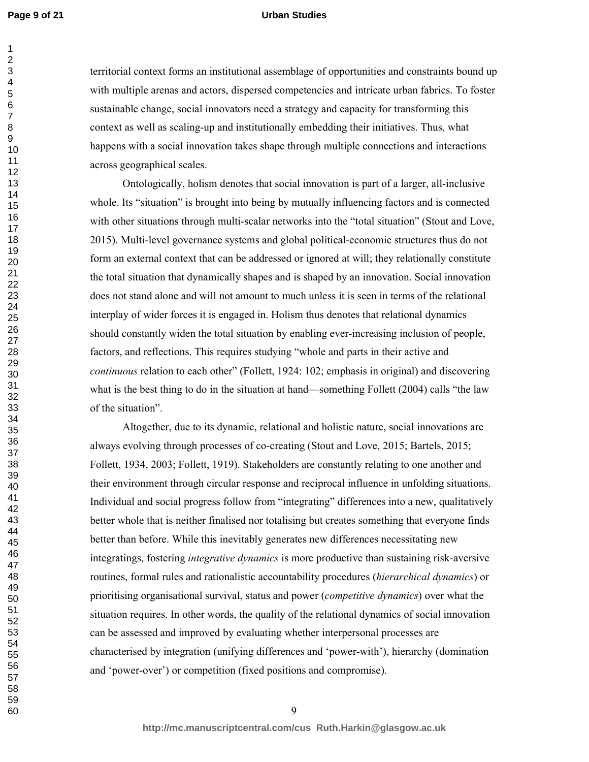territorial context forms an institutional assemblage of opportunities and constraints bound up with multiple arenas and actors, dispersed competencies and intricate urban fabrics. To foster sustainable change, social innovators need a strategy and capacity for transforming this context as well as scaling-up and institutionally embedding their initiatives. Thus, what happens with a social innovation takes shape through multiple connections and interactions across geographical scales.

Ontologically, holism denotes that social innovation is part of a larger, all-inclusive whole. Its "situation" is brought into being by mutually influencing factors and is connected with other situations through multi-scalar networks into the "total situation" (Stout and Love, 2015). Multi-level governance systems and global political-economic structures thus do not form an external context that can be addressed or ignored at will; they relationally constitute the total situation that dynamically shapes and is shaped by an innovation. Social innovation does not stand alone and will not amount to much unless it is seen in terms of the relational interplay of wider forces it is engaged in. Holism thus denotes that relational dynamics should constantly widen the total situation by enabling ever-increasing inclusion of people, factors, and reflections. This requires studying "whole and parts in their active and *continuous* relation to each other" (Follett, 1924: 102; emphasis in original) and discovering what is the best thing to do in the situation at hand—something Follett (2004) calls "the law of the situation".

Altogether, due to its dynamic, relational and holistic nature, social innovations are always evolving through processes of co-creating (Stout and Love, 2015; Bartels, 2015; Follett, 1934, 2003; Follett, 1919). Stakeholders are constantly relating to one another and their environment through circular response and reciprocal influence in unfolding situations. Individual and social progress follow from "integrating" differences into a new, qualitatively better whole that is neither finalised nor totalising but creates something that everyone finds better than before. While this inevitably generates new differences necessitating new integratings, fostering *integrative dynamics* is more productive than sustaining risk-aversive routines, formal rules and rationalistic accountability procedures (*hierarchical dynamics*) or prioritising organisational survival, status and power (*competitive dynamics*) over what the situation requires. In other words, the quality of the relational dynamics of social innovation can be assessed and improved by evaluating whether interpersonal processes are characterised by integration (unifying differences and 'power-with'), hierarchy (domination and 'power-over') or competition (fixed positions and compromise).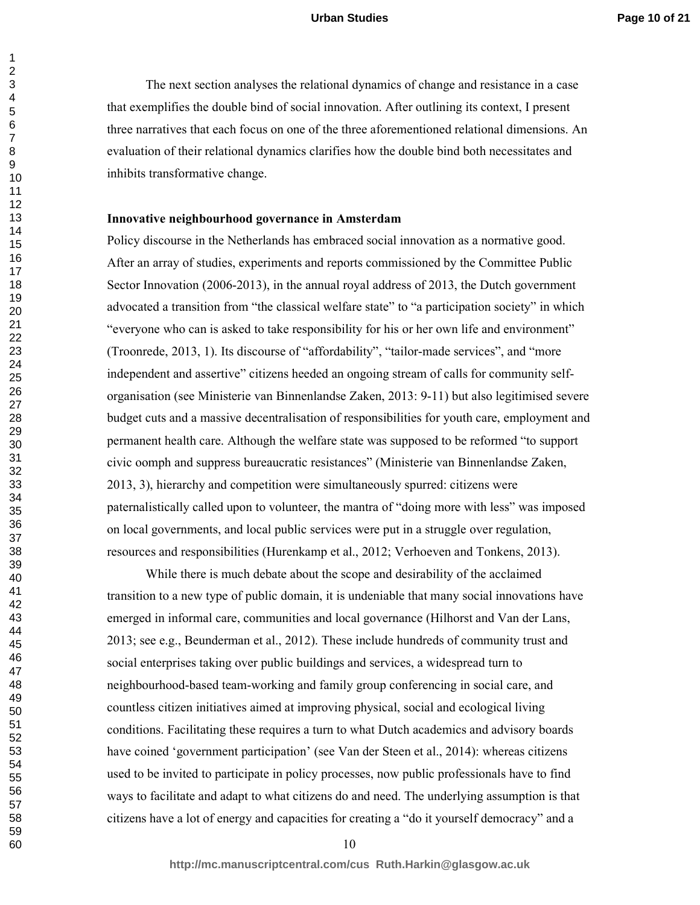The next section analyses the relational dynamics of change and resistance in a case that exemplifies the double bind of social innovation. After outlining its context, I present three narratives that each focus on one of the three aforementioned relational dimensions. An evaluation of their relational dynamics clarifies how the double bind both necessitates and inhibits transformative change.

**Innovative neighbourhood governance in Amsterdam**

Policy discourse in the Netherlands has embraced social innovation as a normative good. After an array of studies, experiments and reports commissioned by the Committee Public Sector Innovation (2006-2013), in the annual royal address of 2013, the Dutch government advocated a transition from "the classical welfare state" to "a participation society" in which "everyone who can is asked to take responsibility for his or her own life and environment" (Troonrede, 2013, 1). Its discourse of "affordability", "tailor-made services", and "more independent and assertive" citizens heeded an ongoing stream of calls for community self-organisation (see Ministerie van Binnenlandse Zaken, 2013: 9-11) but also legitimised severe budget cuts and a massive decentralisation of responsibilities for youth care, employment and permanent health care. Although the welfare state was supposed to be reformed "to support civic oomph and suppress bureaucratic resistances" (Ministerie van Binnenlandse Zaken, 2013, 3), hierarchy and competition were simultaneously spurred: citizens were paternalistically called upon to volunteer, the mantra of "doing more with less" was imposed on local governments, and local public services were put in a struggle over regulation, resources and responsibilities (Hurenkamp et al., 2012; Verhoeven and Tonkens, 2013).

While there is much debate about the scope and desirability of the acclaimed transition to a new type of public domain, it is undeniable that many social innovations have emerged in informal care, communities and local governance (Hilhorst and Van der Lans, 2013; see e.g., Beunderman et al., 2012). These include hundreds of community trust and social enterprises taking over public buildings and services, a widespread turn to neighbourhood-based team-working and family group conferencing in social care, and countless citizen initiatives aimed at improving physical, social and ecological living conditions. Facilitating these requires a turn to what Dutch academics and advisory boards have coined 'government participation' (see Van der Steen et al., 2014): whereas citizens used to be invited to participate in policy processes, now public professionals have to find ways to facilitate and adapt to what citizens do and need. The underlying assumption is that citizens have a lot of energy and capacities for creating a "do it yourself democracy" and a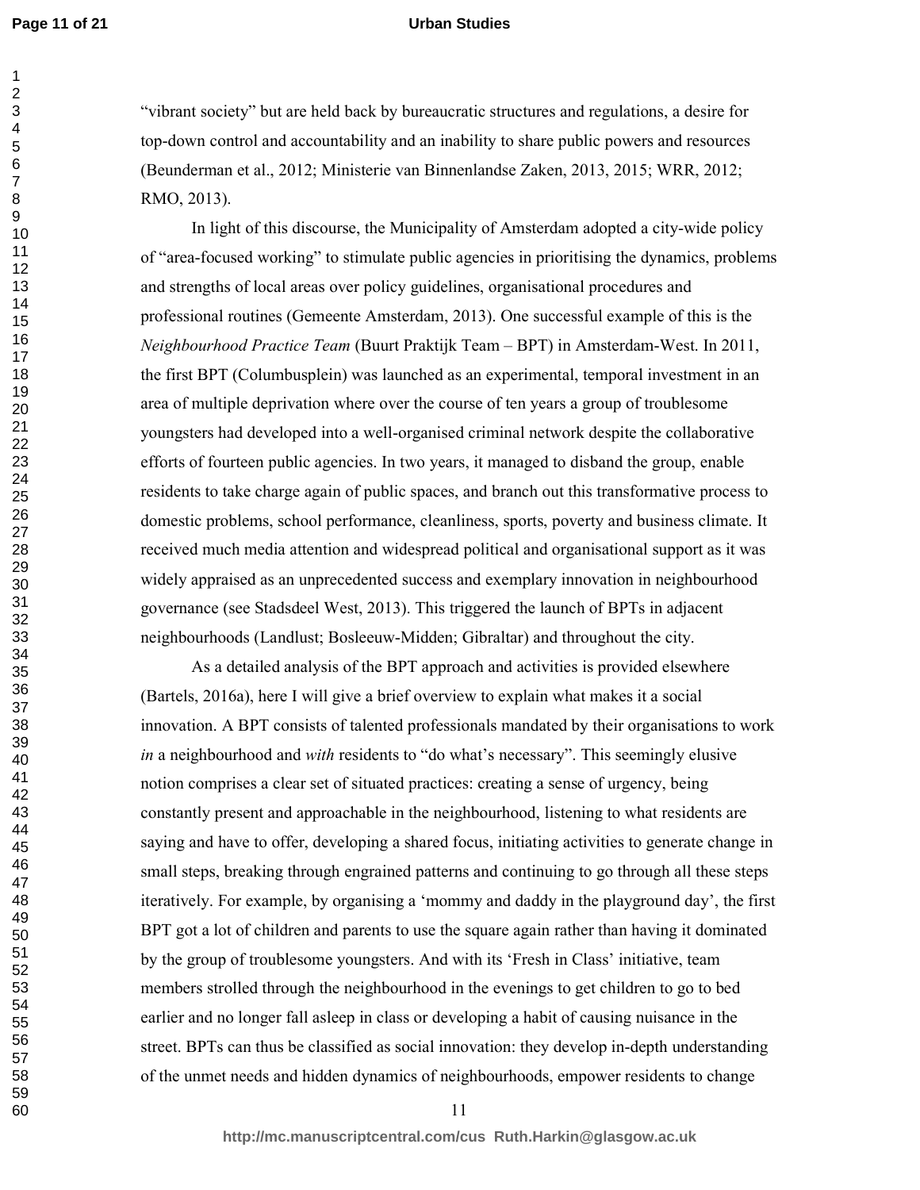"vibrant society" but are held back by bureaucratic structures and regulations, a desire for top-down control and accountability and an inability to share public powers and resources (Beunderman et al., 2012; Ministerie van Binnenlandse Zaken, 2013, 2015; WRR, 2012; RMO, 2013).

In light of this discourse, the Municipality of Amsterdam adopted a city-wide policy of "area-focused working" to stimulate public agencies in prioritising the dynamics, problems and strengths of local areas over policy guidelines, organisational procedures and professional routines (Gemeente Amsterdam, 2013). One successful example of this is the *Neighbourhood Practice Team* (Buurt Praktijk Team – BPT) in Amsterdam-West. In 2011, the first BPT (Columbusplein) was launched as an experimental, temporal investment in an area of multiple deprivation where over the course of ten years a group of troublesome youngsters had developed into a well-organised criminal network despite the collaborative efforts of fourteen public agencies. In two years, it managed to disband the group, enable residents to take charge again of public spaces, and branch out this transformative process to domestic problems, school performance, cleanliness, sports, poverty and business climate. It received much media attention and widespread political and organisational support as it was widely appraised as an unprecedented success and exemplary innovation in neighbourhood governance (see Stadsdeel West, 2013). This triggered the launch of BPTs in adjacent neighbourhoods (Landlust; Bosleeuw-Midden; Gibraltar) and throughout the city.

As a detailed analysis of the BPT approach and activities is provided elsewhere (Bartels, 2016a), here I will give a brief overview to explain what makes it a social innovation. A BPT consists of talented professionals mandated by their organisations to work *in* a neighbourhood and *with* residents to "do what's necessary". This seemingly elusive notion comprises a clear set of situated practices: creating a sense of urgency, being constantly present and approachable in the neighbourhood, listening to what residents are saying and have to offer, developing a shared focus, initiating activities to generate change in small steps, breaking through engrained patterns and continuing to go through all these steps iteratively. For example, by organising a 'mommy and daddy in the playground day', the first BPT got a lot of children and parents to use the square again rather than having it dominated by the group of troublesome youngsters. And with its 'Fresh in Class' initiative, team members strolled through the neighbourhood in the evenings to get children to go to bed earlier and no longer fall asleep in class or developing a habit of causing nuisance in the street. BPTs can thus be classified as social innovation: they develop in-depth understanding of the unmet needs and hidden dynamics of neighbourhoods, empower residents to change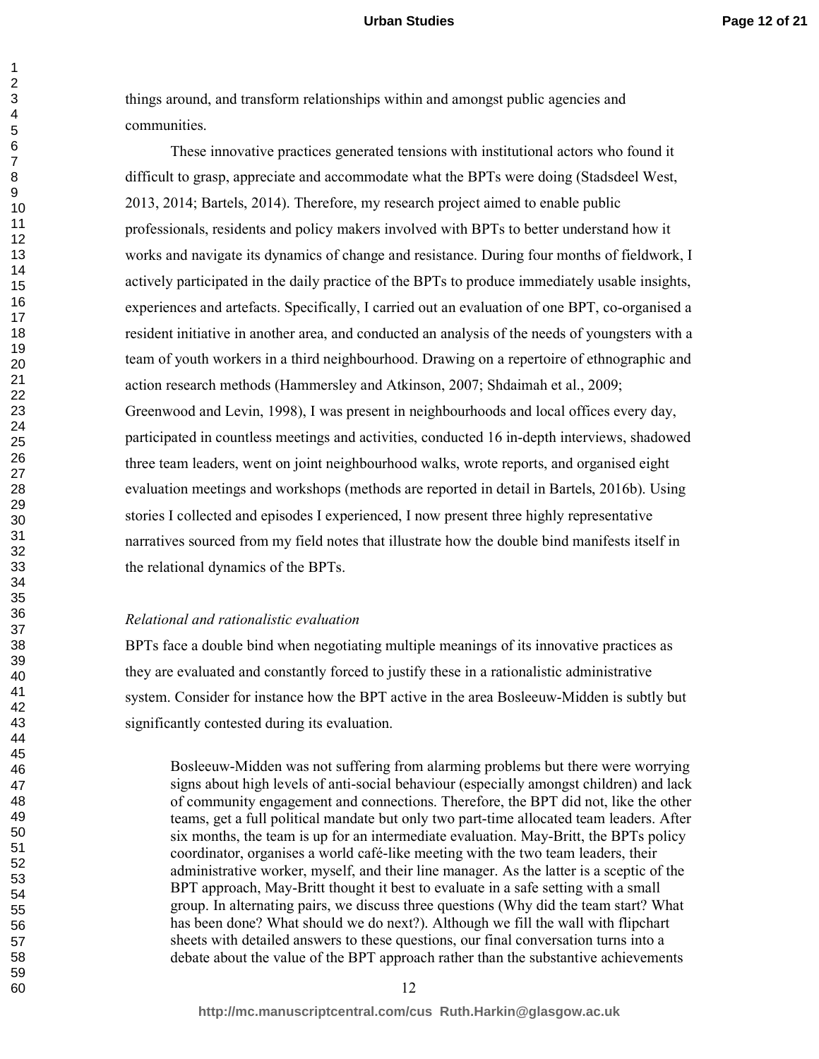things around, and transform relationships within and amongst public agencies and communities.

These innovative practices generated tensions with institutional actors who found it difficult to grasp, appreciate and accommodate what the BPTs were doing (Stadsdeel West, 2013, 2014; Bartels, 2014). Therefore, my research project aimed to enable public professionals, residents and policy makers involved with BPTs to better understand how it works and navigate its dynamics of change and resistance. During four months of fieldwork, I actively participated in the daily practice of the BPTs to produce immediately usable insights, experiences and artefacts. Specifically, I carried out an evaluation of one BPT, co-organised a resident initiative in another area, and conducted an analysis of the needs of youngsters with a team of youth workers in a third neighbourhood. Drawing on a repertoire of ethnographic and action research methods (Hammersley and Atkinson, 2007; Shdaimah et al., 2009; Greenwood and Levin, 1998), I was present in neighbourhoods and local offices every day, participated in countless meetings and activities, conducted 16 in-depth interviews, shadowed three team leaders, went on joint neighbourhood walks, wrote reports, and organised eight evaluation meetings and workshops (methods are reported in detail in Bartels, 2016b). Using stories I collected and episodes I experienced, I now present three highly representative narratives sourced from my field notes that illustrate how the double bind manifests itself in the relational dynamics of the BPTs.

*Relational and rationalistic evaluation*

BPTs face a double bind when negotiating multiple meanings of its innovative practices as they are evaluated and constantly forced to justify these in a rationalistic administrative system. Consider for instance how the BPT active in the area Bosleeuw-Midden is subtly but significantly contested during its evaluation.

> Bosleeuw-Midden was not suffering from alarming problems but there were worrying signs about high levels of anti-social behaviour (especially amongst children) and lack of community engagement and connections. Therefore, the BPT did not, like the other teams, get a full political mandate but only two part-time allocated team leaders. After six months, the team is up for an intermediate evaluation. May-Britt, the BPTs policy coordinator, organises a world café-like meeting with the two team leaders, their administrative worker, myself, and their line manager. As the latter is a sceptic of the BPT approach, May-Britt thought it best to evaluate in a safe setting with a small group. In alternating pairs, we discuss three questions (Why did the team start? What has been done? What should we do next?). Although we fill the wall with flipchart sheets with detailed answers to these questions, our final conversation turns into a debate about the value of the BPT approach rather than the substantive achievements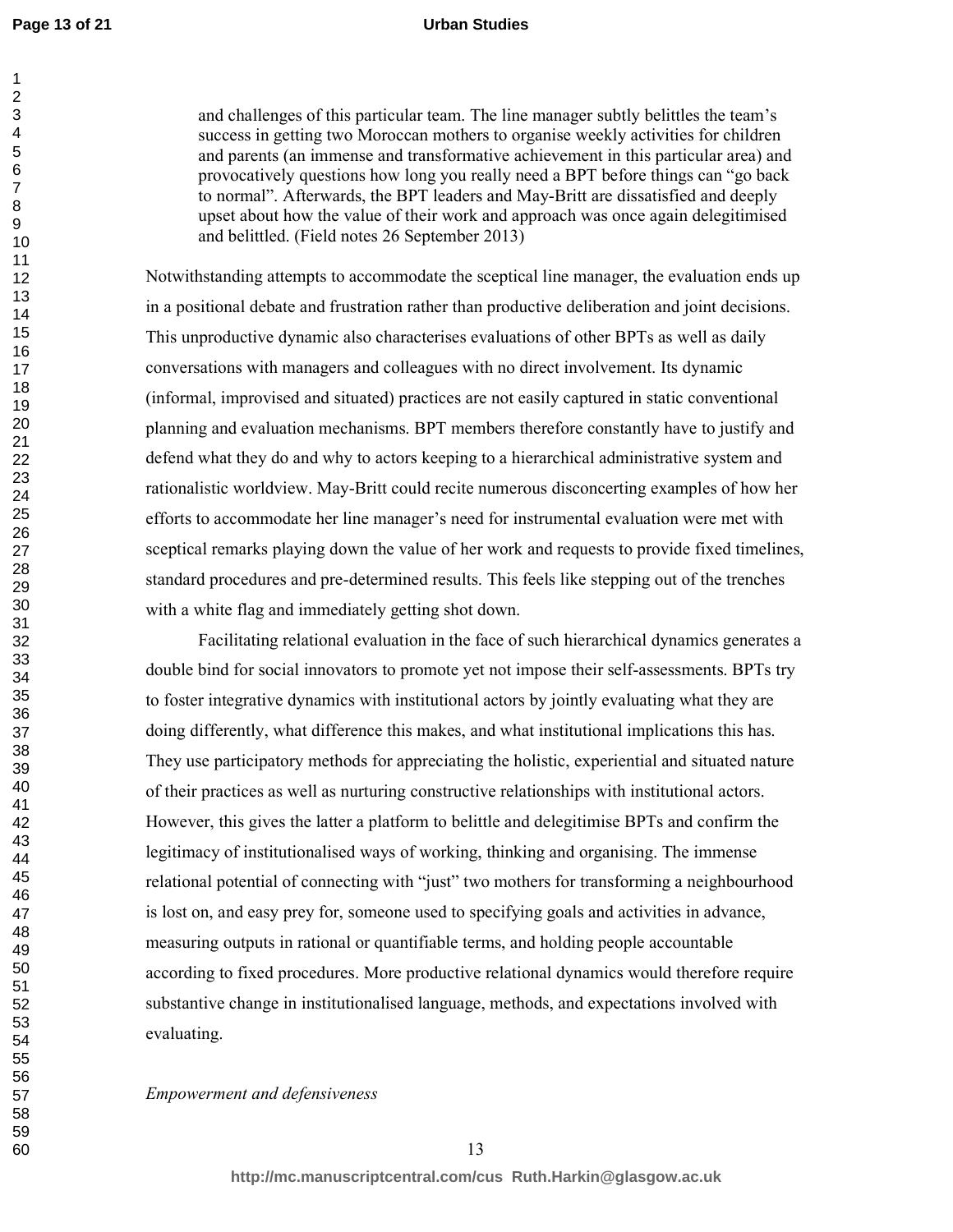> and challenges of this particular team. The line manager subtly belittles the team's success in getting two Moroccan mothers to organise weekly activities for children and parents (an immense and transformative achievement in this particular area) and provocatively questions how long you really need a BPT before things can "go back to normal". Afterwards, the BPT leaders and May-Britt are dissatisfied and deeply upset about how the value of their work and approach was once again delegitimised and belittled. (Field notes 26 September 2013)

Notwithstanding attempts to accommodate the sceptical line manager, the evaluation ends up in a positional debate and frustration rather than productive deliberation and joint decisions. This unproductive dynamic also characterises evaluations of other BPTs as well as daily conversations with managers and colleagues with no direct involvement. Its dynamic (informal, improvised and situated) practices are not easily captured in static conventional planning and evaluation mechanisms. BPT members therefore constantly have to justify and defend what they do and why to actors keeping to a hierarchical administrative system and rationalistic worldview. May-Britt could recite numerous disconcerting examples of how her efforts to accommodate her line manager's need for instrumental evaluation were met with sceptical remarks playing down the value of her work and requests to provide fixed timelines, standard procedures and pre-determined results. This feels like stepping out of the trenches with a white flag and immediately getting shot down.

Facilitating relational evaluation in the face of such hierarchical dynamics generates a double bind for social innovators to promote yet not impose their self-assessments. BPTs try to foster integrative dynamics with institutional actors by jointly evaluating what they are doing differently, what difference this makes, and what institutional implications this has. They use participatory methods for appreciating the holistic, experiential and situated nature of their practices as well as nurturing constructive relationships with institutional actors. However, this gives the latter a platform to belittle and delegitimise BPTs and confirm the legitimacy of institutionalised ways of working, thinking and organising. The immense relational potential of connecting with "just" two mothers for transforming a neighbourhood is lost on, and easy prey for, someone used to specifying goals and activities in advance, measuring outputs in rational or quantifiable terms, and holding people accountable according to fixed procedures. More productive relational dynamics would therefore require substantive change in institutionalised language, methods, and expectations involved with evaluating.

### *Empowerment and defensiveness*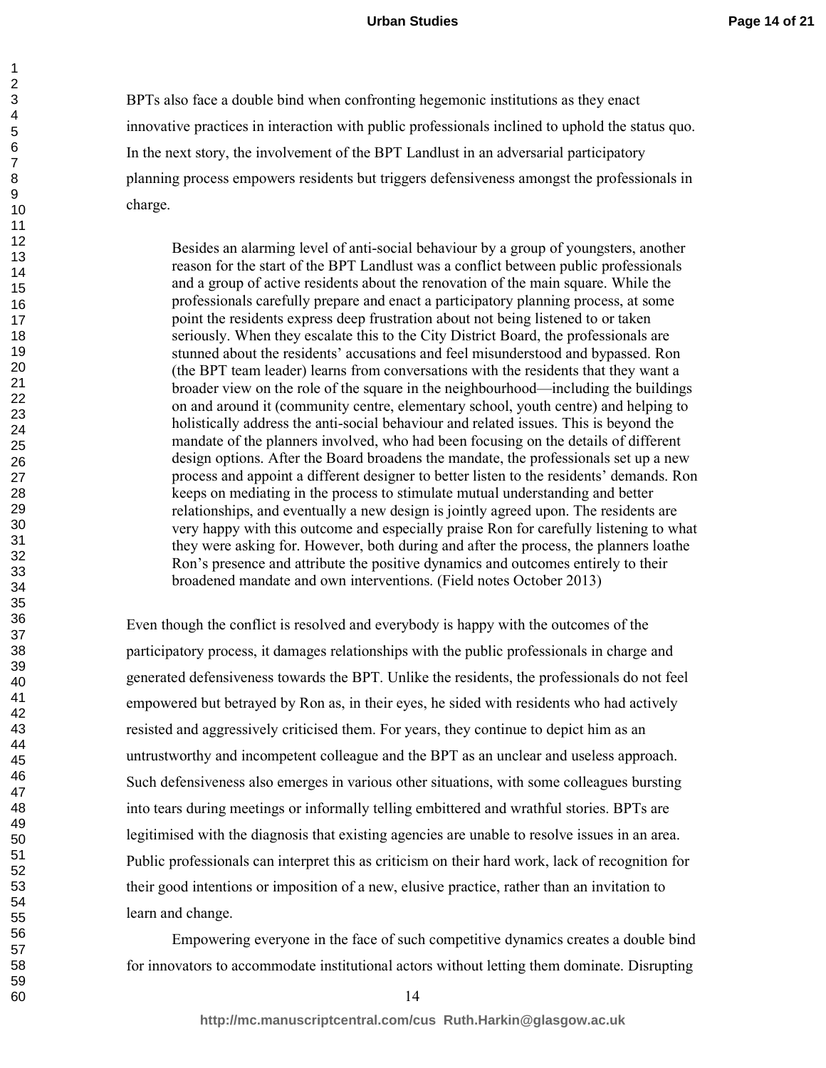BPTs also face a double bind when confronting hegemonic institutions as they enact innovative practices in interaction with public professionals inclined to uphold the status quo. In the next story, the involvement of the BPT Landlust in an adversarial participatory planning process empowers residents but triggers defensiveness amongst the professionals in charge.

> Besides an alarming level of anti-social behaviour by a group of youngsters, another reason for the start of the BPT Landlust was a conflict between public professionals and a group of active residents about the renovation of the main square. While the professionals carefully prepare and enact a participatory planning process, at some point the residents express deep frustration about not being listened to or taken seriously. When they escalate this to the City District Board, the professionals are stunned about the residents' accusations and feel misunderstood and bypassed. Ron (the BPT team leader) learns from conversations with the residents that they want a broader view on the role of the square in the neighbourhood—including the buildings on and around it (community centre, elementary school, youth centre) and helping to holistically address the anti-social behaviour and related issues. This is beyond the mandate of the planners involved, who had been focusing on the details of different design options. After the Board broadens the mandate, the professionals set up a new process and appoint a different designer to better listen to the residents' demands. Ron keeps on mediating in the process to stimulate mutual understanding and better relationships, and eventually a new design is jointly agreed upon. The residents are very happy with this outcome and especially praise Ron for carefully listening to what they were asking for. However, both during and after the process, the planners loathe Ron's presence and attribute the positive dynamics and outcomes entirely to their broadened mandate and own interventions. (Field notes October 2013)

Even though the conflict is resolved and everybody is happy with the outcomes of the participatory process, it damages relationships with the public professionals in charge and generated defensiveness towards the BPT. Unlike the residents, the professionals do not feel empowered but betrayed by Ron as, in their eyes, he sided with residents who had actively resisted and aggressively criticised them. For years, they continue to depict him as an untrustworthy and incompetent colleague and the BPT as an unclear and useless approach. Such defensiveness also emerges in various other situations, with some colleagues bursting into tears during meetings or informally telling embittered and wrathful stories. BPTs are legitimised with the diagnosis that existing agencies are unable to resolve issues in an area. Public professionals can interpret this as criticism on their hard work, lack of recognition for their good intentions or imposition of a new, elusive practice, rather than an invitation to learn and change.

Empowering everyone in the face of such competitive dynamics creates a double bind for innovators to accommodate institutional actors without letting them dominate. Disrupting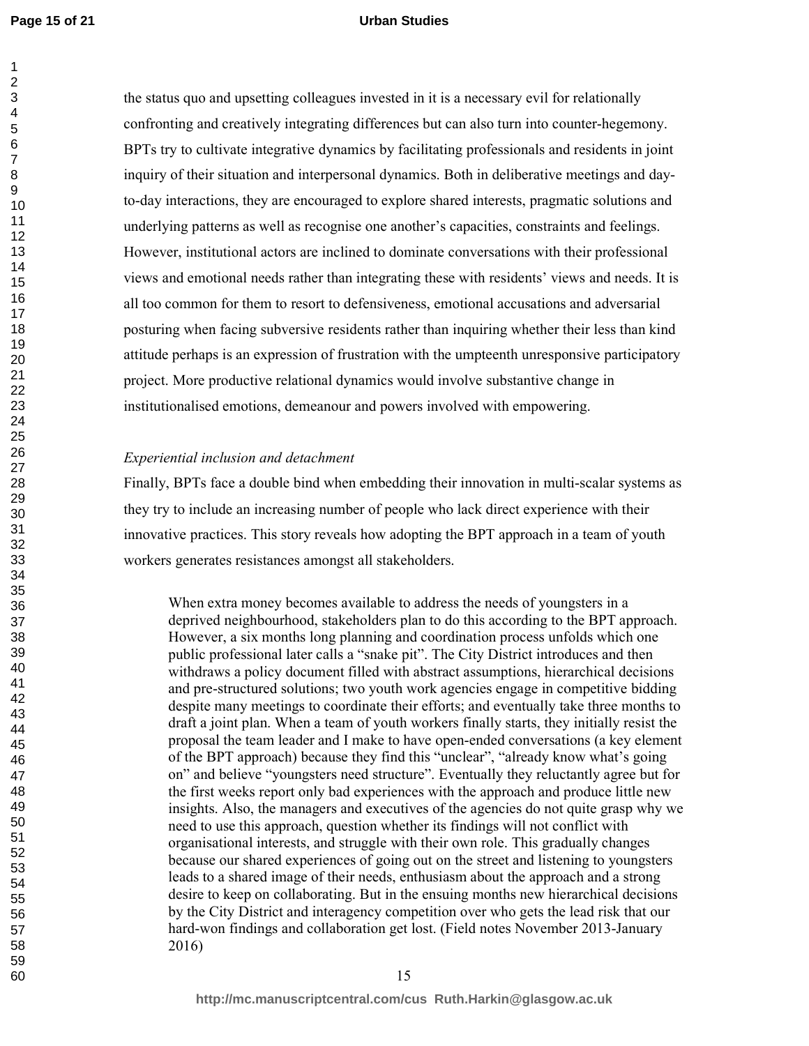the status quo and upsetting colleagues invested in it is a necessary evil for relationally confronting and creatively integrating differences but can also turn into counter-hegemony. BPTs try to cultivate integrative dynamics by facilitating professionals and residents in joint inquiry of their situation and interpersonal dynamics. Both in deliberative meetings and day-to-day interactions, they are encouraged to explore shared interests, pragmatic solutions and underlying patterns as well as recognise one another's capacities, constraints and feelings. However, institutional actors are inclined to dominate conversations with their professional views and emotional needs rather than integrating these with residents' views and needs. It is all too common for them to resort to defensiveness, emotional accusations and adversarial posturing when facing subversive residents rather than inquiring whether their less than kind attitude perhaps is an expression of frustration with the umpteenth unresponsive participatory project. More productive relational dynamics would involve substantive change in institutionalised emotions, demeanour and powers involved with empowering.

*Experiential inclusion and detachment*

Finally, BPTs face a double bind when embedding their innovation in multi-scalar systems as they try to include an increasing number of people who lack direct experience with their innovative practices. This story reveals how adopting the BPT approach in a team of youth workers generates resistances amongst all stakeholders.

> When extra money becomes available to address the needs of youngsters in a deprived neighbourhood, stakeholders plan to do this according to the BPT approach. However, a six months long planning and coordination process unfolds which one public professional later calls a "snake pit". The City District introduces and then withdraws a policy document filled with abstract assumptions, hierarchical decisions and pre-structured solutions; two youth work agencies engage in competitive bidding despite many meetings to coordinate their efforts; and eventually take three months to draft a joint plan. When a team of youth workers finally starts, they initially resist the proposal the team leader and I make to have open-ended conversations (a key element of the BPT approach) because they find this "unclear", "already know what's going on" and believe "youngsters need structure". Eventually they reluctantly agree but for the first weeks report only bad experiences with the approach and produce little new insights. Also, the managers and executives of the agencies do not quite grasp why we need to use this approach, question whether its findings will not conflict with organisational interests, and struggle with their own role. This gradually changes because our shared experiences of going out on the street and listening to youngsters leads to a shared image of their needs, enthusiasm about the approach and a strong desire to keep on collaborating. But in the ensuing months new hierarchical decisions by the City District and interagency competition over who gets the lead risk that our hard-won findings and collaboration get lost. (Field notes November 2013-January 2016)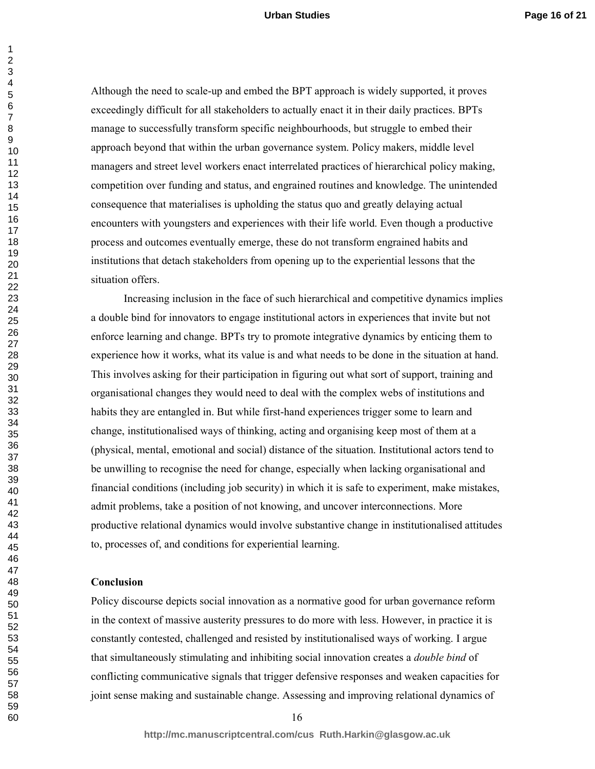Although the need to scale-up and embed the BPT approach is widely supported, it proves exceedingly difficult for all stakeholders to actually enact it in their daily practices. BPTs manage to successfully transform specific neighbourhoods, but struggle to embed their approach beyond that within the urban governance system. Policy makers, middle level managers and street level workers enact interrelated practices of hierarchical policy making, competition over funding and status, and engrained routines and knowledge. The unintended consequence that materialises is upholding the status quo and greatly delaying actual encounters with youngsters and experiences with their life world. Even though a productive process and outcomes eventually emerge, these do not transform engrained habits and institutions that detach stakeholders from opening up to the experiential lessons that the situation offers.

Increasing inclusion in the face of such hierarchical and competitive dynamics implies a double bind for innovators to engage institutional actors in experiences that invite but not enforce learning and change. BPTs try to promote integrative dynamics by enticing them to experience how it works, what its value is and what needs to be done in the situation at hand. This involves asking for their participation in figuring out what sort of support, training and organisational changes they would need to deal with the complex webs of institutions and habits they are entangled in. But while first-hand experiences trigger some to learn and change, institutionalised ways of thinking, acting and organising keep most of them at a (physical, mental, emotional and social) distance of the situation. Institutional actors tend to be unwilling to recognise the need for change, especially when lacking organisational and financial conditions (including job security) in which it is safe to experiment, make mistakes, admit problems, take a position of not knowing, and uncover interconnections. More productive relational dynamics would involve substantive change in institutionalised attitudes to, processes of, and conditions for experiential learning.

## Conclusion

Policy discourse depicts social innovation as a normative good for urban governance reform in the context of massive austerity pressures to do more with less. However, in practice it is constantly contested, challenged and resisted by institutionalised ways of working. I argue that simultaneously stimulating and inhibiting social innovation creates a *double bind* of conflicting communicative signals that trigger defensive responses and weaken capacities for joint sense making and sustainable change. Assessing and improving relational dynamics of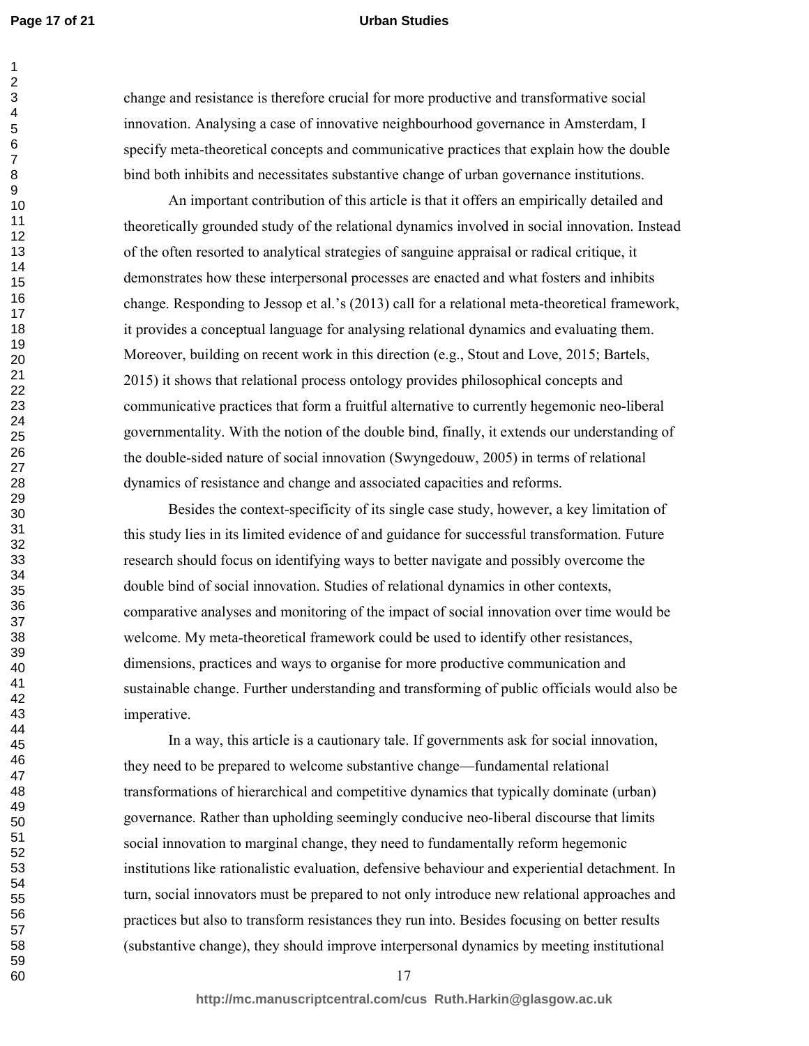change and resistance is therefore crucial for more productive and transformative social innovation. Analysing a case of innovative neighbourhood governance in Amsterdam, I specify meta-theoretical concepts and communicative practices that explain how the double bind both inhibits and necessitates substantive change of urban governance institutions.

An important contribution of this article is that it offers an empirically detailed and theoretically grounded study of the relational dynamics involved in social innovation. Instead of the often resorted to analytical strategies of sanguine appraisal or radical critique, it demonstrates how these interpersonal processes are enacted and what fosters and inhibits change. Responding to Jessop et al.'s (2013) call for a relational meta-theoretical framework, it provides a conceptual language for analysing relational dynamics and evaluating them. Moreover, building on recent work in this direction (e.g., Stout and Love, 2015; Bartels, 2015) it shows that relational process ontology provides philosophical concepts and communicative practices that form a fruitful alternative to currently hegemonic neo-liberal governmentality. With the notion of the double bind, finally, it extends our understanding of the double-sided nature of social innovation (Swyngedouw, 2005) in terms of relational dynamics of resistance and change and associated capacities and reforms.

Besides the context-specificity of its single case study, however, a key limitation of this study lies in its limited evidence of and guidance for successful transformation. Future research should focus on identifying ways to better navigate and possibly overcome the double bind of social innovation. Studies of relational dynamics in other contexts, comparative analyses and monitoring of the impact of social innovation over time would be welcome. My meta-theoretical framework could be used to identify other resistances, dimensions, practices and ways to organise for more productive communication and sustainable change. Further understanding and transforming of public officials would also be imperative.

In a way, this article is a cautionary tale. If governments ask for social innovation, they need to be prepared to welcome substantive change—fundamental relational transformations of hierarchical and competitive dynamics that typically dominate (urban) governance. Rather than upholding seemingly conducive neo-liberal discourse that limits social innovation to marginal change, they need to fundamentally reform hegemonic institutions like rationalistic evaluation, defensive behaviour and experiential detachment. In turn, social innovators must be prepared to not only introduce new relational approaches and practices but also to transform resistances they run into. Besides focusing on better results (substantive change), they should improve interpersonal dynamics by meeting institutional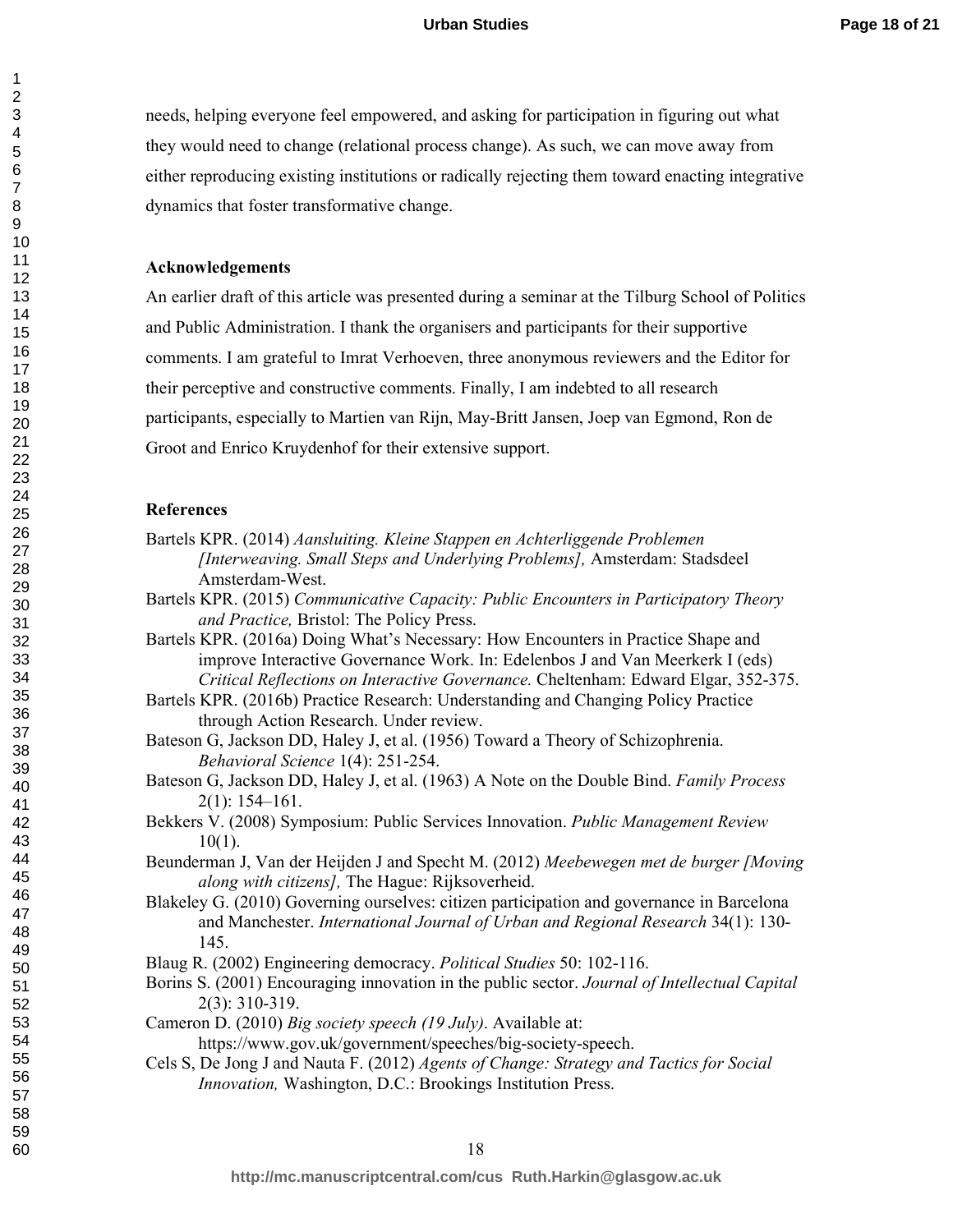needs, helping everyone feel empowered, and asking for participation in figuring out what they would need to change (relational process change). As such, we can move away from either reproducing existing institutions or radically rejecting them toward enacting integrative dynamics that foster transformative change.

## Acknowledgements

An earlier draft of this article was presented during a seminar at the Tilburg School of Politics and Public Administration. I thank the organisers and participants for their supportive comments. I am grateful to Imrat Verhoeven, three anonymous reviewers and the Editor for their perceptive and constructive comments. Finally, I am indebted to all research participants, especially to Martien van Rijn, May-Britt Jansen, Joep van Egmond, Ron de Groot and Enrico Kruydenhof for their extensive support.

## References

Bartels KPR. (2014) *Aansluiting. Kleine Stappen en Achterliggende Problemen [Interweaving. Small Steps and Underlying Problems],* Amsterdam: Stadsdeel Amsterdam-West.

Bartels KPR. (2015) *Communicative Capacity: Public Encounters in Participatory Theory and Practice,* Bristol: The Policy Press.

Bartels KPR. (2016a) Doing What's Necessary: How Encounters in Practice Shape and improve Interactive Governance Work. In: Edelenbos J and Van Meerkerk I (eds) *Critical Reflections on Interactive Governance.* Cheltenham: Edward Elgar, 352-375.

Bartels KPR. (2016b) Practice Research: Understanding and Changing Policy Practice through Action Research. Under review.

Bateson G, Jackson DD, Haley J, et al. (1956) Toward a Theory of Schizophrenia. *Behavioral Science* 1(4): 251-254.

Bateson G, Jackson DD, Haley J, et al. (1963) A Note on the Double Bind. *Family Process* 2(1): 154–161.

Bekkers V. (2008) Symposium: Public Services Innovation. *Public Management Review* 10(1).

Beunderman J, Van der Heijden J and Specht M. (2012) *Meebewegen met de burger [Moving along with citizens],* The Hague: Rijksoverheid.

Blakeley G. (2010) Governing ourselves: citizen participation and governance in Barcelona and Manchester. *International Journal of Urban and Regional Research* 34(1): 130-145.

Blaug R. (2002) Engineering democracy. *Political Studies* 50: 102-116.

Borins S. (2001) Encouraging innovation in the public sector. *Journal of Intellectual Capital* 2(3): 310-319.

Cameron D. (2010) *Big society speech (19 July)*. Available at: https://www.gov.uk/government/speeches/big-society-speech.

Cels S, De Jong J and Nauta F. (2012) *Agents of Change: Strategy and Tactics for Social Innovation,* Washington, D.C.: Brookings Institution Press.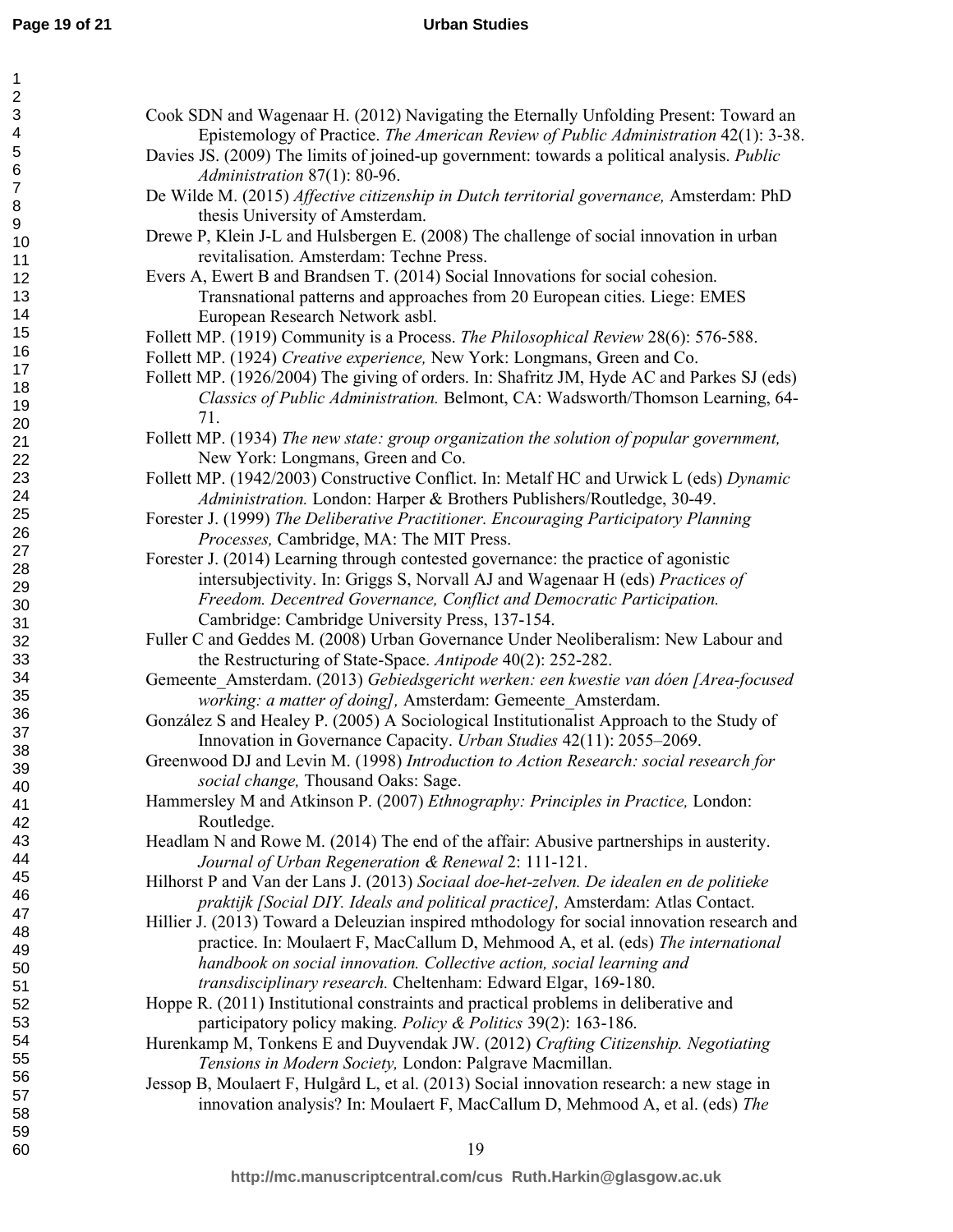Cook SDN and Wagenaar H. (2012) Navigating the Eternally Unfolding Present: Toward an Epistemology of Practice. *The American Review of Public Administration* 42(1): 3-38.

Davies JS. (2009) The limits of joined-up government: towards a political analysis. *Public Administration* 87(1): 80-96.

De Wilde M. (2015) *Affective citizenship in Dutch territorial governance,* Amsterdam: PhD thesis University of Amsterdam.

Drewe P, Klein J-L and Hulsbergen E. (2008) The challenge of social innovation in urban revitalisation. Amsterdam: Techne Press.

Evers A, Ewert B and Brandsen T. (2014) Social Innovations for social cohesion. Transnational patterns and approaches from 20 European cities. Liege: EMES European Research Network asbl.

Follett MP. (1919) Community is a Process. *The Philosophical Review* 28(6): 576-588.

Follett MP. (1924) *Creative experience,* New York: Longmans, Green and Co.

Follett MP. (1926/2004) The giving of orders. In: Shafritz JM, Hyde AC and Parkes SJ (eds) *Classics of Public Administration.* Belmont, CA: Wadsworth/Thomson Learning, 64-71.

Follett MP. (1934) *The new state: group organization the solution of popular government,* New York: Longmans, Green and Co.

Follett MP. (1942/2003) Constructive Conflict. In: Metalf HC and Urwick L (eds) *Dynamic Administration.* London: Harper & Brothers Publishers/Routledge, 30-49.

Forester J. (1999) *The Deliberative Practitioner. Encouraging Participatory Planning Processes,* Cambridge, MA: The MIT Press.

Forester J. (2014) Learning through contested governance: the practice of agonistic intersubjectivity. In: Griggs S, Norvall AJ and Wagenaar H (eds) *Practices of Freedom. Decentred Governance, Conflict and Democratic Participation.* Cambridge: Cambridge University Press, 137-154.

Fuller C and Geddes M. (2008) Urban Governance Under Neoliberalism: New Labour and the Restructuring of State-Space. *Antipode* 40(2): 252-282.

Gemeente_Amsterdam. (2013) *Gebiedsgericht werken: een kwestie van dóen [Area-focused working: a matter of doing],* Amsterdam: Gemeente_Amsterdam.

González S and Healey P. (2005) A Sociological Institutionalist Approach to the Study of Innovation in Governance Capacity. *Urban Studies* 42(11): 2055–2069.

Greenwood DJ and Levin M. (1998) *Introduction to Action Research: social research for social change,* Thousand Oaks: Sage.

Hammersley M and Atkinson P. (2007) *Ethnography: Principles in Practice,* London: Routledge.

Headlam N and Rowe M. (2014) The end of the affair: Abusive partnerships in austerity. *Journal of Urban Regeneration & Renewal* 2: 111-121.

Hilhorst P and Van der Lans J. (2013) *Sociaal doe-het-zelven. De idealen en de politieke praktijk [Social DIY. Ideals and political practice],* Amsterdam: Atlas Contact.

Hillier J. (2013) Toward a Deleuzian inspired mthodology for social innovation research and practice. In: Moulaert F, MacCallum D, Mehmood A, et al. (eds) *The international handbook on social innovation. Collective action, social learning and transdisciplinary research.* Cheltenham: Edward Elgar, 169-180.

Hoppe R. (2011) Institutional constraints and practical problems in deliberative and participatory policy making. *Policy & Politics* 39(2): 163-186.

Hurenkamp M, Tonkens E and Duyvendak JW. (2012) *Crafting Citizenship. Negotiating Tensions in Modern Society,* London: Palgrave Macmillan.

Jessop B, Moulaert F, Hulgård L, et al. (2013) Social innovation research: a new stage in innovation analysis? In: Moulaert F, MacCallum D, Mehmood A, et al. (eds) *The*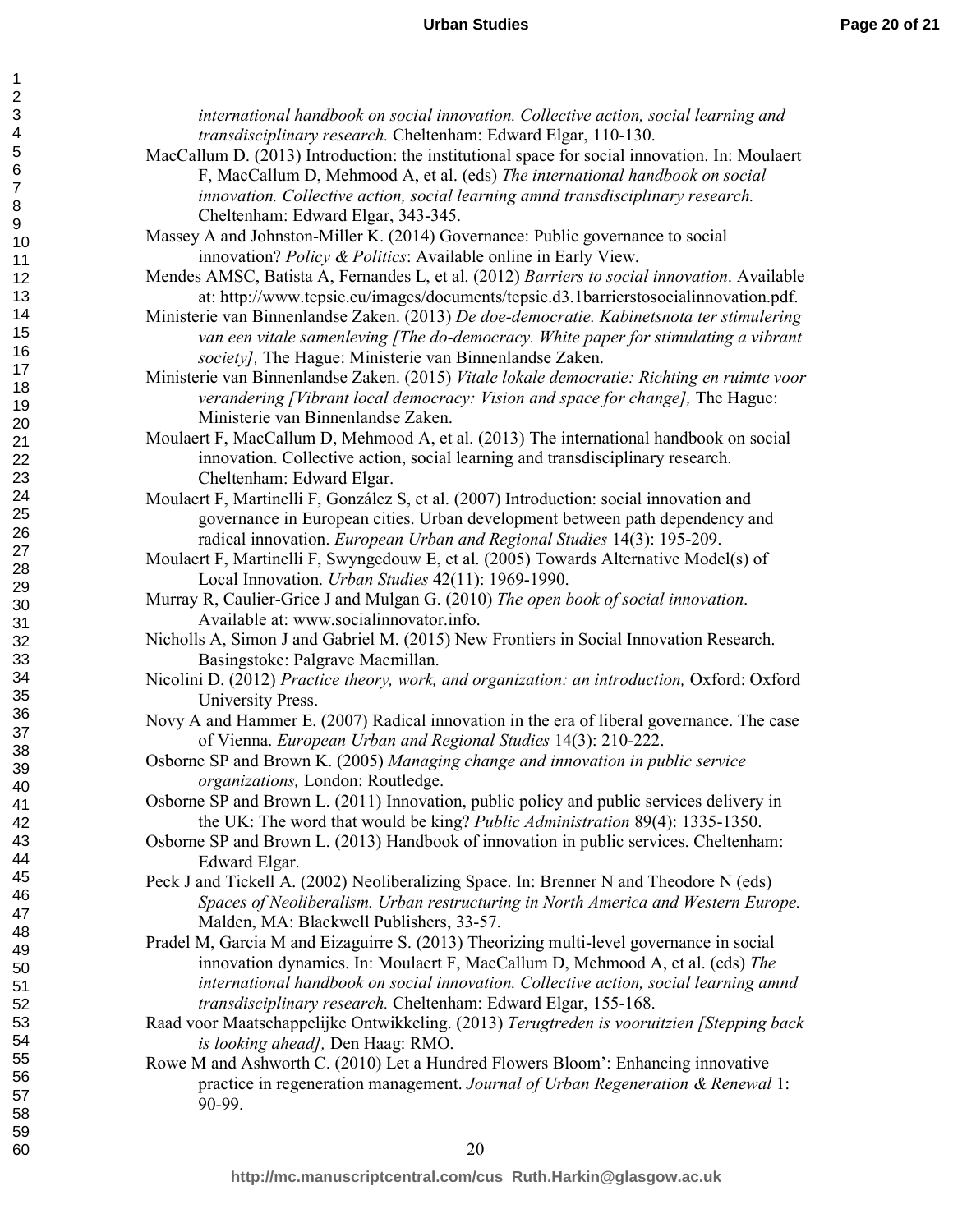*international handbook on social innovation. Collective action, social learning and transdisciplinary research.* Cheltenham: Edward Elgar, 110-130.

MacCallum D. (2013) Introduction: the institutional space for social innovation. In: Moulaert F, MacCallum D, Mehmood A, et al. (eds) *The international handbook on social innovation. Collective action, social learning amnd transdisciplinary research.* Cheltenham: Edward Elgar, 343-345.

Massey A and Johnston-Miller K. (2014) Governance: Public governance to social innovation? *Policy & Politics*: Available online in Early View.

Mendes AMSC, Batista A, Fernandes L, et al. (2012) *Barriers to social innovation*. Available at: http://www.tepsie.eu/images/documents/tepsie.d3.1barrierstosocialinnovation.pdf.

Ministerie van Binnenlandse Zaken. (2013) *De doe-democratie. Kabinetsnota ter stimulering van een vitale samenleving [The do-democracy. White paper for stimulating a vibrant society],* The Hague: Ministerie van Binnenlandse Zaken.

Ministerie van Binnenlandse Zaken. (2015) *Vitale lokale democratie: Richting en ruimte voor verandering [Vibrant local democracy: Vision and space for change],* The Hague: Ministerie van Binnenlandse Zaken.

Moulaert F, MacCallum D, Mehmood A, et al. (2013) The international handbook on social innovation. Collective action, social learning and transdisciplinary research. Cheltenham: Edward Elgar.

Moulaert F, Martinelli F, González S, et al. (2007) Introduction: social innovation and governance in European cities. Urban development between path dependency and radical innovation. *European Urban and Regional Studies* 14(3): 195-209.

Moulaert F, Martinelli F, Swyngedouw E, et al. (2005) Towards Alternative Model(s) of Local Innovation. *Urban Studies* 42(11): 1969-1990.

Murray R, Caulier-Grice J and Mulgan G. (2010) *The open book of social innovation*. Available at: www.socialinnovator.info.

Nicholls A, Simon J and Gabriel M. (2015) New Frontiers in Social Innovation Research. Basingstoke: Palgrave Macmillan.

Nicolini D. (2012) *Practice theory, work, and organization: an introduction,* Oxford: Oxford University Press.

Novy A and Hammer E. (2007) Radical innovation in the era of liberal governance. The case of Vienna. *European Urban and Regional Studies* 14(3): 210-222.

Osborne SP and Brown K. (2005) *Managing change and innovation in public service organizations,* London: Routledge.

Osborne SP and Brown L. (2011) Innovation, public policy and public services delivery in the UK: The word that would be king? *Public Administration* 89(4): 1335-1350.

Osborne SP and Brown L. (2013) Handbook of innovation in public services. Cheltenham: Edward Elgar.

Peck J and Tickell A. (2002) Neoliberalizing Space. In: Brenner N and Theodore N (eds) *Spaces of Neoliberalism. Urban restructuring in North America and Western Europe.* Malden, MA: Blackwell Publishers, 33-57.

Pradel M, Garcia M and Eizaguirre S. (2013) Theorizing multi-level governance in social innovation dynamics. In: Moulaert F, MacCallum D, Mehmood A, et al. (eds) *The international handbook on social innovation. Collective action, social learning amnd transdisciplinary research.* Cheltenham: Edward Elgar, 155-168.

Raad voor Maatschappelijke Ontwikkeling. (2013) *Terugtreden is vooruitzien [Stepping back is looking ahead],* Den Haag: RMO.

Rowe M and Ashworth C. (2010) Let a Hundred Flowers Bloom': Enhancing innovative practice in regeneration management. *Journal of Urban Regeneration & Renewal* 1: 90-99.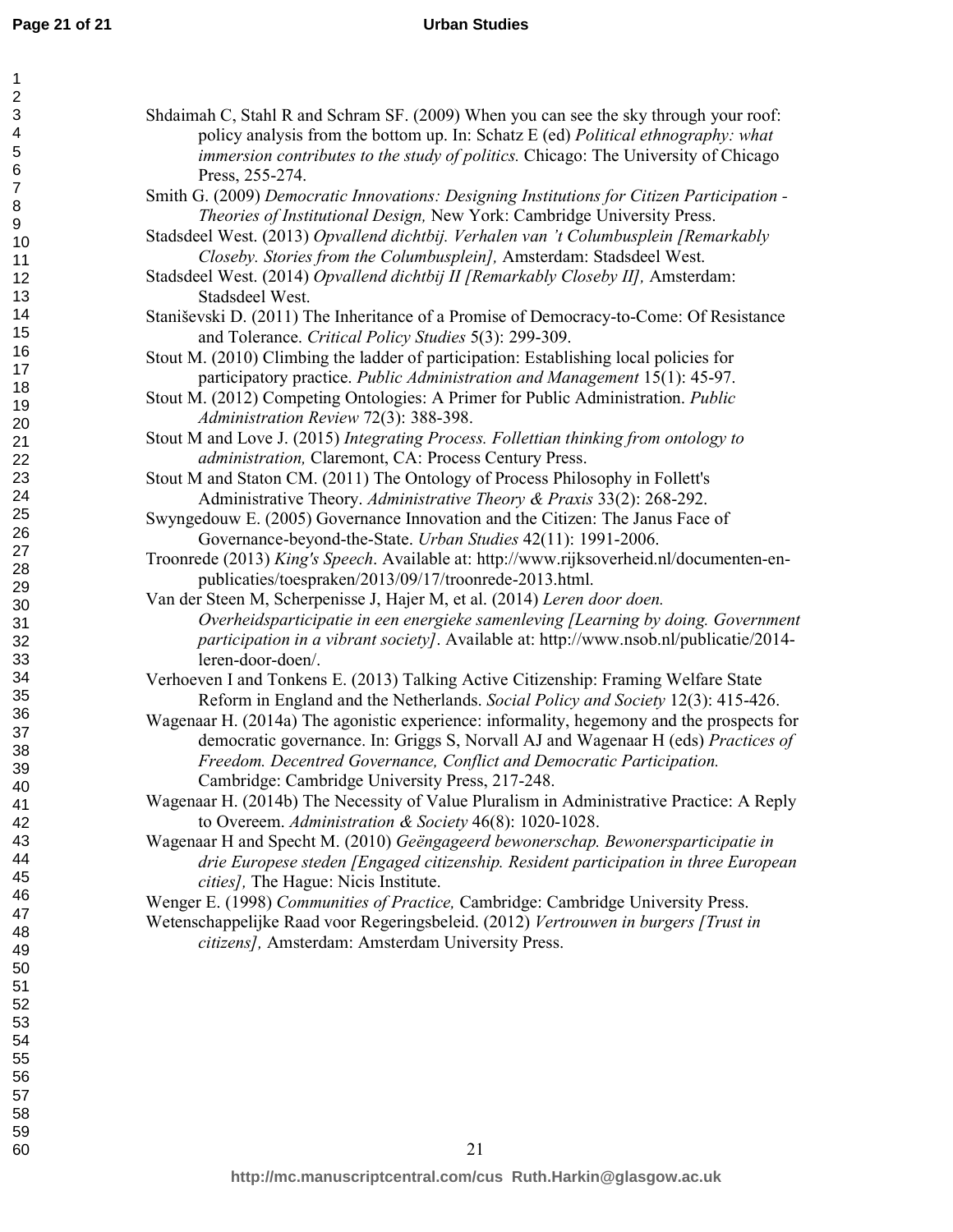Shdaimah C, Stahl R and Schram SF. (2009) When you can see the sky through your roof: policy analysis from the bottom up. In: Schatz E (ed) *Political ethnography: what immersion contributes to the study of politics.* Chicago: The University of Chicago Press, 255-274.

Smith G. (2009) *Democratic Innovations: Designing Institutions for Citizen Participation - Theories of Institutional Design,* New York: Cambridge University Press.

Stadsdeel West. (2013) *Opvallend dichtbij. Verhalen van 't Columbusplein [Remarkably Closeby. Stories from the Columbusplein],* Amsterdam: Stadsdeel West.

Stadsdeel West. (2014) *Opvallend dichtbij II [Remarkably Closeby II],* Amsterdam: Stadsdeel West.

Staniševski D. (2011) The Inheritance of a Promise of Democracy-to-Come: Of Resistance and Tolerance. *Critical Policy Studies* 5(3): 299-309.

Stout M. (2010) Climbing the ladder of participation: Establishing local policies for participatory practice. *Public Administration and Management* 15(1): 45-97.

Stout M. (2012) Competing Ontologies: A Primer for Public Administration. *Public Administration Review* 72(3): 388-398.

Stout M and Love J. (2015) *Integrating Process. Follettian thinking from ontology to administration,* Claremont, CA: Process Century Press.

Stout M and Staton CM. (2011) The Ontology of Process Philosophy in Follett's Administrative Theory. *Administrative Theory & Praxis* 33(2): 268-292.

Swyngedouw E. (2005) Governance Innovation and the Citizen: The Janus Face of Governance-beyond-the-State. *Urban Studies* 42(11): 1991-2006.

Troonrede (2013) *King's Speech*. Available at: http://www.rijksoverheid.nl/documenten-en-publicaties/toespraken/2013/09/17/troonrede-2013.html.

Van der Steen M, Scherpenisse J, Hajer M, et al. (2014) *Leren door doen. Overheidsparticipatie in een energieke samenleving [Learning by doing. Government participation in a vibrant society]*. Available at: http://www.nsob.nl/publicatie/2014-leren-door-doen/.

Verhoeven I and Tonkens E. (2013) Talking Active Citizenship: Framing Welfare State Reform in England and the Netherlands. *Social Policy and Society* 12(3): 415-426.

Wagenaar H. (2014a) The agonistic experience: informality, hegemony and the prospects for democratic governance. In: Griggs S, Norvall AJ and Wagenaar H (eds) *Practices of Freedom. Decentred Governance, Conflict and Democratic Participation.* Cambridge: Cambridge University Press, 217-248.

Wagenaar H. (2014b) The Necessity of Value Pluralism in Administrative Practice: A Reply to Overeem. *Administration & Society* 46(8): 1020-1028.

Wagenaar H and Specht M. (2010) *Geëngageerd bewonerschap. Bewonersparticipatie in drie Europese steden [Engaged citizenship. Resident participation in three European cities],* The Hague: Nicis Institute.

Wenger E. (1998) *Communities of Practice,* Cambridge: Cambridge University Press.

Wetenschappelijke Raad voor Regeringsbeleid. (2012) *Vertrouwen in burgers [Trust in citizens],* Amsterdam: Amsterdam University Press.